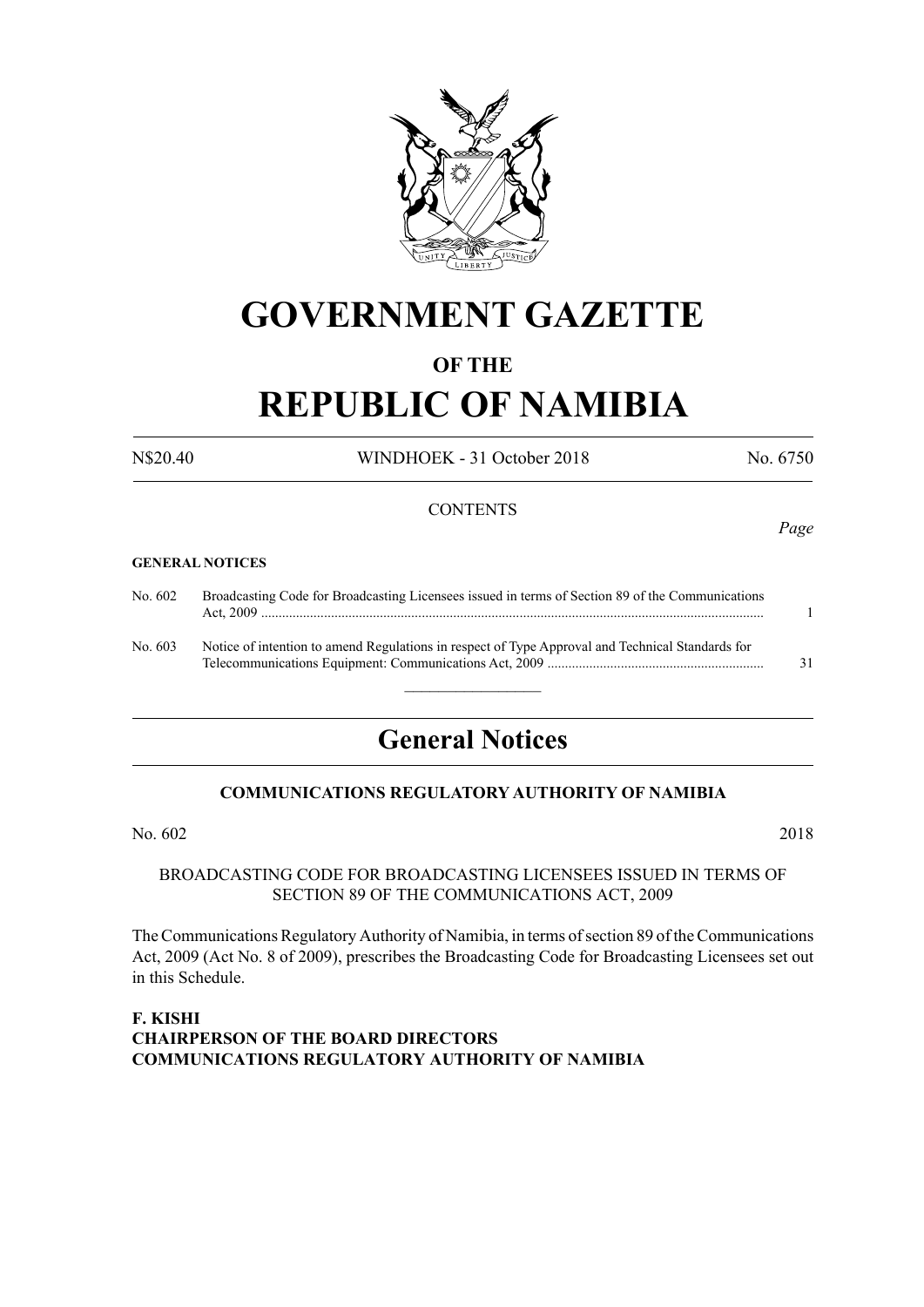# GOVERNMENT GAZETTE

## OF THE

# REPUBLIC OF NAMIBIA

N$20.40 WINDHOEK - 31 October 2018 No. 6750

CONTENTS

*Page*

**GENERAL NOTICES**

| | | |
|---|---|---|
| No. 602 | Broadcasting Code for Broadcasting Licensees issued in terms of Section 89 of the Communications Act, 2009 | 1 |
| No. 603 | Notice of intention to amend Regulations in respect of Type Approval and Technical Standards for Telecommunications Equipment: Communications Act, 2009 | 31 |

## General Notices

**COMMUNICATIONS REGULATORY AUTHORITY OF NAMIBIA**

No. 602 2018

BROADCASTING CODE FOR BROADCASTING LICENSEES ISSUED IN TERMS OF SECTION 89 OF THE COMMUNICATIONS ACT, 2009

The Communications Regulatory Authority of Namibia, in terms of section 89 of the Communications Act, 2009 (Act No. 8 of 2009), prescribes the Broadcasting Code for Broadcasting Licensees set out in this Schedule.

**F. KISHI**
**CHAIRPERSON OF THE BOARD DIRECTORS**
**COMMUNICATIONS REGULATORY AUTHORITY OF NAMIBIA**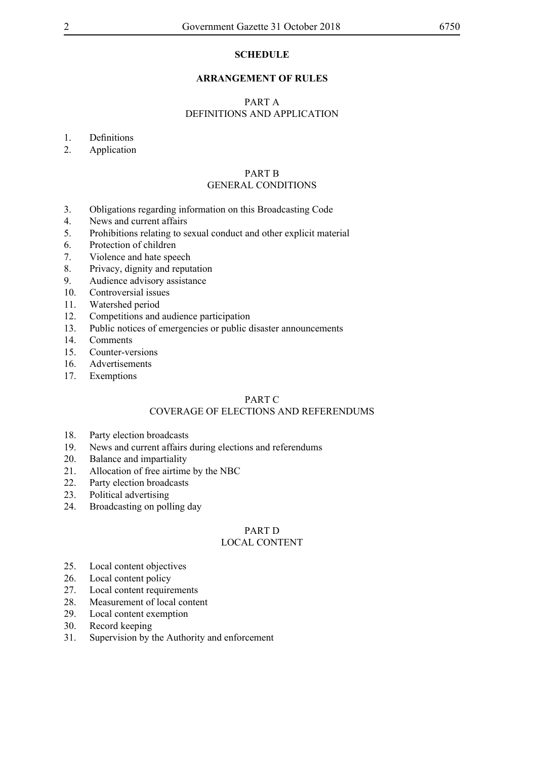## SCHEDULE

## ARRANGEMENT OF RULES

### PART A
### DEFINITIONS AND APPLICATION

1. Definitions
2. Application

### PART B
### GENERAL CONDITIONS

3. Obligations regarding information on this Broadcasting Code
4. News and current affairs
5. Prohibitions relating to sexual conduct and other explicit material
6. Protection of children
7. Violence and hate speech
8. Privacy, dignity and reputation
9. Audience advisory assistance
10. Controversial issues
11. Watershed period
12. Competitions and audience participation
13. Public notices of emergencies or public disaster announcements
14. Comments
15. Counter-versions
16. Advertisements
17. Exemptions

### PART C
### COVERAGE OF ELECTIONS AND REFERENDUMS

18. Party election broadcasts
19. News and current affairs during elections and referendums
20. Balance and impartiality
21. Allocation of free airtime by the NBC
22. Party election broadcasts
23. Political advertising
24. Broadcasting on polling day

### PART D
### LOCAL CONTENT

25. Local content objectives
26. Local content policy
27. Local content requirements
28. Measurement of local content
29. Local content exemption
30. Record keeping
31. Supervision by the Authority and enforcement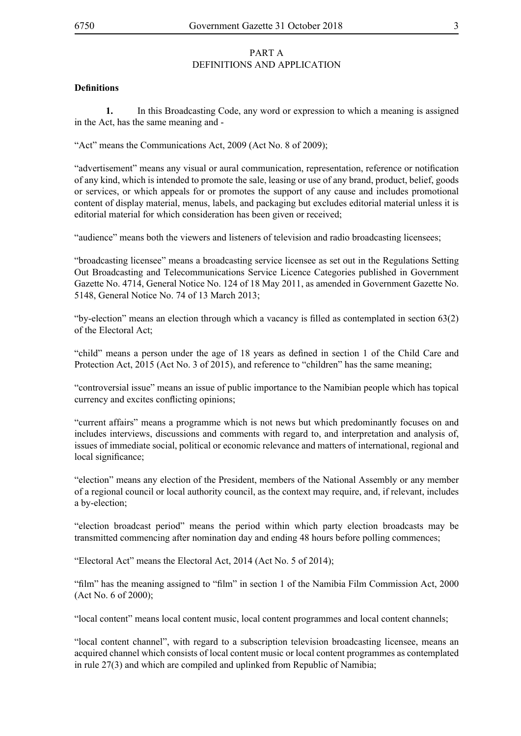PART A
DEFINITIONS AND APPLICATION

**Definitions**

**1.** In this Broadcasting Code, any word or expression to which a meaning is assigned in the Act, has the same meaning and -

"Act" means the Communications Act, 2009 (Act No. 8 of 2009);

"advertisement" means any visual or aural communication, representation, reference or notification of any kind, which is intended to promote the sale, leasing or use of any brand, product, belief, goods or services, or which appeals for or promotes the support of any cause and includes promotional content of display material, menus, labels, and packaging but excludes editorial material unless it is editorial material for which consideration has been given or received;

"audience" means both the viewers and listeners of television and radio broadcasting licensees;

"broadcasting licensee" means a broadcasting service licensee as set out in the Regulations Setting Out Broadcasting and Telecommunications Service Licence Categories published in Government Gazette No. 4714, General Notice No. 124 of 18 May 2011, as amended in Government Gazette No. 5148, General Notice No. 74 of 13 March 2013;

"by-election" means an election through which a vacancy is filled as contemplated in section 63(2) of the Electoral Act;

"child" means a person under the age of 18 years as defined in section 1 of the Child Care and Protection Act, 2015 (Act No. 3 of 2015), and reference to "children" has the same meaning;

"controversial issue" means an issue of public importance to the Namibian people which has topical currency and excites conflicting opinions;

"current affairs" means a programme which is not news but which predominantly focuses on and includes interviews, discussions and comments with regard to, and interpretation and analysis of, issues of immediate social, political or economic relevance and matters of international, regional and local significance;

"election" means any election of the President, members of the National Assembly or any member of a regional council or local authority council, as the context may require, and, if relevant, includes a by-election;

"election broadcast period" means the period within which party election broadcasts may be transmitted commencing after nomination day and ending 48 hours before polling commences;

"Electoral Act" means the Electoral Act, 2014 (Act No. 5 of 2014);

"film" has the meaning assigned to "film" in section 1 of the Namibia Film Commission Act, 2000 (Act No. 6 of 2000);

"local content" means local content music, local content programmes and local content channels;

"local content channel", with regard to a subscription television broadcasting licensee, means an acquired channel which consists of local content music or local content programmes as contemplated in rule 27(3) and which are compiled and uplinked from Republic of Namibia;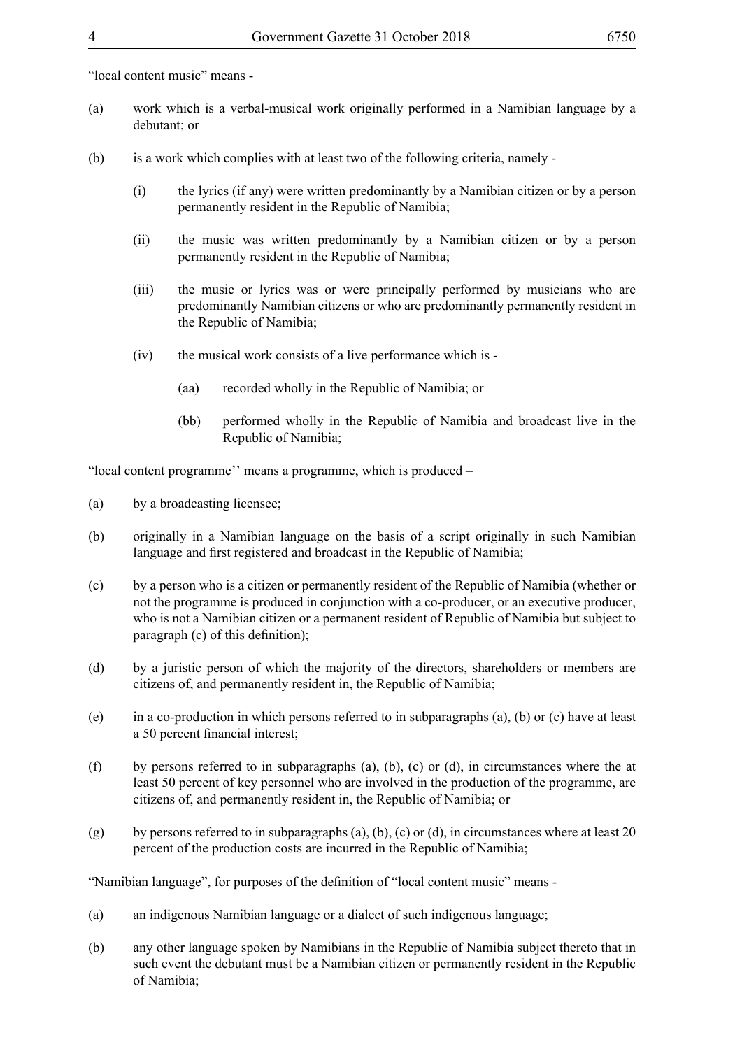"local content music" means -

(a) work which is a verbal-musical work originally performed in a Namibian language by a debutant; or

(b) is a work which complies with at least two of the following criteria, namely -

  (i) the lyrics (if any) were written predominantly by a Namibian citizen or by a person permanently resident in the Republic of Namibia;

  (ii) the music was written predominantly by a Namibian citizen or by a person permanently resident in the Republic of Namibia;

  (iii) the music or lyrics was or were principally performed by musicians who are predominantly Namibian citizens or who are predominantly permanently resident in the Republic of Namibia;

  (iv) the musical work consists of a live performance which is -

    (aa) recorded wholly in the Republic of Namibia; or

    (bb) performed wholly in the Republic of Namibia and broadcast live in the Republic of Namibia;

"local content programme'' means a programme, which is produced –

(a) by a broadcasting licensee;

(b) originally in a Namibian language on the basis of a script originally in such Namibian language and first registered and broadcast in the Republic of Namibia;

(c) by a person who is a citizen or permanently resident of the Republic of Namibia (whether or not the programme is produced in conjunction with a co-producer, or an executive producer, who is not a Namibian citizen or a permanent resident of Republic of Namibia but subject to paragraph (c) of this definition);

(d) by a juristic person of which the majority of the directors, shareholders or members are citizens of, and permanently resident in, the Republic of Namibia;

(e) in a co-production in which persons referred to in subparagraphs (a), (b) or (c) have at least a 50 percent financial interest;

(f) by persons referred to in subparagraphs (a), (b), (c) or (d), in circumstances where the at least 50 percent of key personnel who are involved in the production of the programme, are citizens of, and permanently resident in, the Republic of Namibia; or

(g) by persons referred to in subparagraphs (a), (b), (c) or (d), in circumstances where at least 20 percent of the production costs are incurred in the Republic of Namibia;

"Namibian language", for purposes of the definition of "local content music" means -

(a) an indigenous Namibian language or a dialect of such indigenous language;

(b) any other language spoken by Namibians in the Republic of Namibia subject thereto that in such event the debutant must be a Namibian citizen or permanently resident in the Republic of Namibia;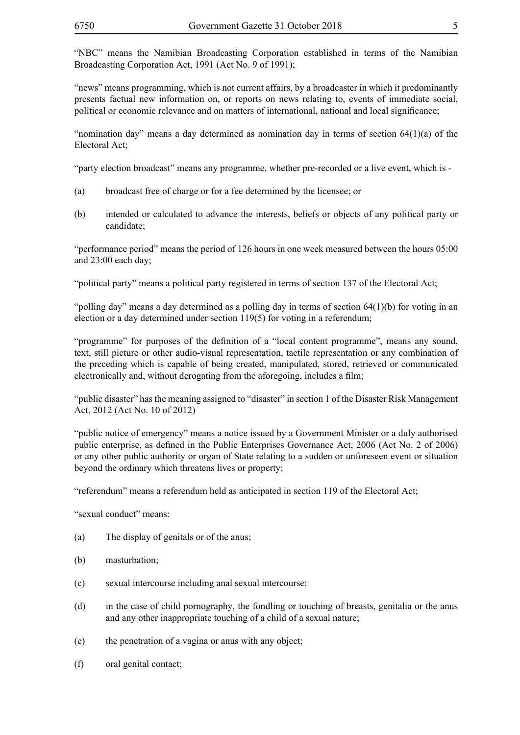"NBC" means the Namibian Broadcasting Corporation established in terms of the Namibian Broadcasting Corporation Act, 1991 (Act No. 9 of 1991);

"news" means programming, which is not current affairs, by a broadcaster in which it predominantly presents factual new information on, or reports on news relating to, events of immediate social, political or economic relevance and on matters of international, national and local significance;

"nomination day" means a day determined as nomination day in terms of section 64(1)(a) of the Electoral Act;

"party election broadcast" means any programme, whether pre-recorded or a live event, which is -

(a) broadcast free of charge or for a fee determined by the licensee; or

(b) intended or calculated to advance the interests, beliefs or objects of any political party or candidate;

"performance period" means the period of 126 hours in one week measured between the hours 05:00 and 23:00 each day;

"political party" means a political party registered in terms of section 137 of the Electoral Act;

"polling day" means a day determined as a polling day in terms of section 64(1)(b) for voting in an election or a day determined under section 119(5) for voting in a referendum;

"programme" for purposes of the definition of a "local content programme", means any sound, text, still picture or other audio-visual representation, tactile representation or any combination of the preceding which is capable of being created, manipulated, stored, retrieved or communicated electronically and, without derogating from the aforegoing, includes a film;

"public disaster" has the meaning assigned to "disaster" in section 1 of the Disaster Risk Management Act, 2012 (Act No. 10 of 2012)

"public notice of emergency" means a notice issued by a Government Minister or a duly authorised public enterprise, as defined in the Public Enterprises Governance Act, 2006 (Act No. 2 of 2006) or any other public authority or organ of State relating to a sudden or unforeseen event or situation beyond the ordinary which threatens lives or property;

"referendum" means a referendum held as anticipated in section 119 of the Electoral Act;

"sexual conduct" means:

(a) The display of genitals or of the anus;

(b) masturbation;

(c) sexual intercourse including anal sexual intercourse;

(d) in the case of child pornography, the fondling or touching of breasts, genitalia or the anus and any other inappropriate touching of a child of a sexual nature;

(e) the penetration of a vagina or anus with any object;

(f) oral genital contact;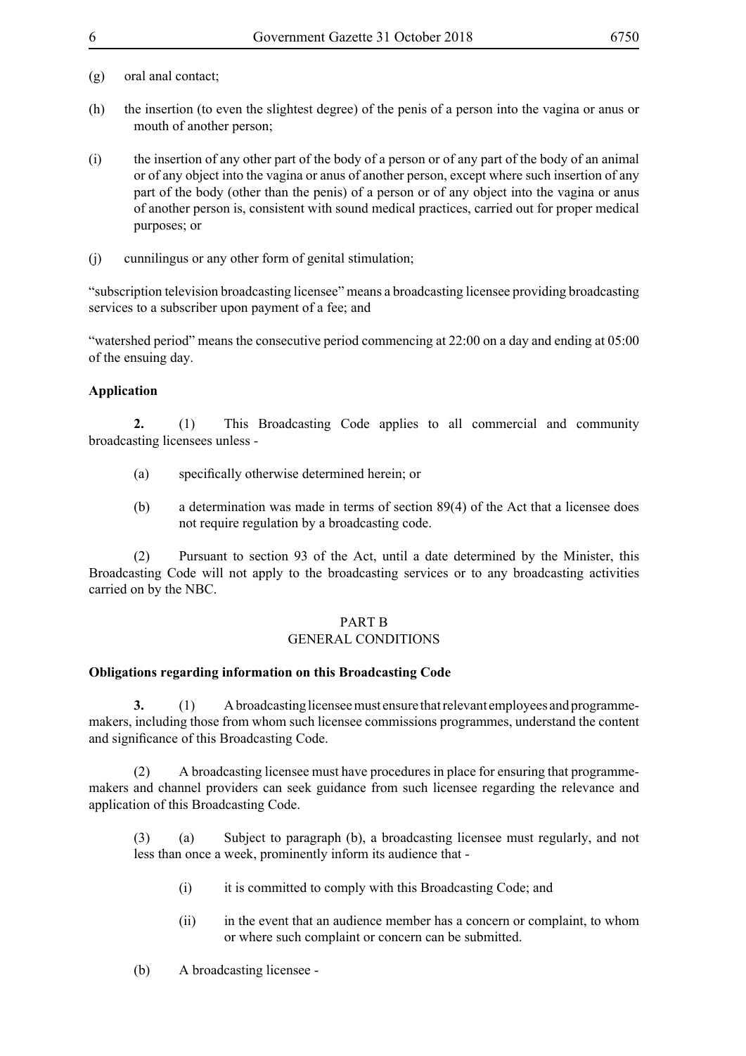(g) oral anal contact;

(h) the insertion (to even the slightest degree) of the penis of a person into the vagina or anus or mouth of another person;

(i) the insertion of any other part of the body of a person or of any part of the body of an animal or of any object into the vagina or anus of another person, except where such insertion of any part of the body (other than the penis) of a person or of any object into the vagina or anus of another person is, consistent with sound medical practices, carried out for proper medical purposes; or

(j) cunnilingus or any other form of genital stimulation;

"subscription television broadcasting licensee" means a broadcasting licensee providing broadcasting services to a subscriber upon payment of a fee; and

"watershed period" means the consecutive period commencing at 22:00 on a day and ending at 05:00 of the ensuing day.

**Application**

**2.** (1) This Broadcasting Code applies to all commercial and community broadcasting licensees unless -

(a) specifically otherwise determined herein; or

(b) a determination was made in terms of section 89(4) of the Act that a licensee does not require regulation by a broadcasting code.

(2) Pursuant to section 93 of the Act, until a date determined by the Minister, this Broadcasting Code will not apply to the broadcasting services or to any broadcasting activities carried on by the NBC.

## PART B
## GENERAL CONDITIONS

**Obligations regarding information on this Broadcasting Code**

**3.** (1) A broadcasting licensee must ensure that relevant employees and programme-makers, including those from whom such licensee commissions programmes, understand the content and significance of this Broadcasting Code.

(2) A broadcasting licensee must have procedures in place for ensuring that programme-makers and channel providers can seek guidance from such licensee regarding the relevance and application of this Broadcasting Code.

(3) (a) Subject to paragraph (b), a broadcasting licensee must regularly, and not less than once a week, prominently inform its audience that -

(i) it is committed to comply with this Broadcasting Code; and

(ii) in the event that an audience member has a concern or complaint, to whom or where such complaint or concern can be submitted.

(b) A broadcasting licensee -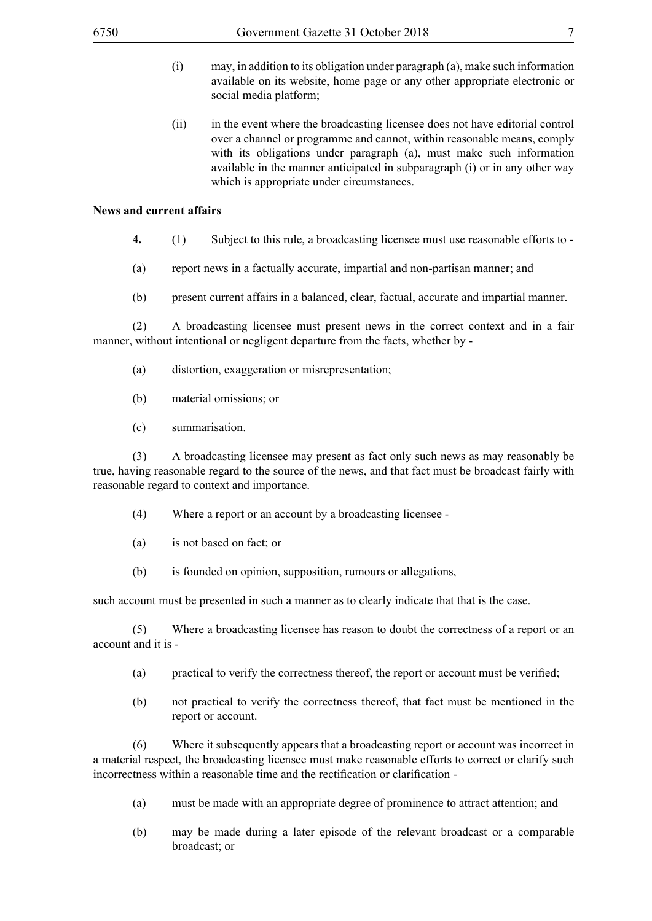(i) may, in addition to its obligation under paragraph (a), make such information available on its website, home page or any other appropriate electronic or social media platform;

(ii) in the event where the broadcasting licensee does not have editorial control over a channel or programme and cannot, within reasonable means, comply with its obligations under paragraph (a), must make such information available in the manner anticipated in subparagraph (i) or in any other way which is appropriate under circumstances.

**News and current affairs**

**4.** (1) Subject to this rule, a broadcasting licensee must use reasonable efforts to -

(a) report news in a factually accurate, impartial and non-partisan manner; and

(b) present current affairs in a balanced, clear, factual, accurate and impartial manner.

(2) A broadcasting licensee must present news in the correct context and in a fair manner, without intentional or negligent departure from the facts, whether by -

(a) distortion, exaggeration or misrepresentation;

(b) material omissions; or

(c) summarisation.

(3) A broadcasting licensee may present as fact only such news as may reasonably be true, having reasonable regard to the source of the news, and that fact must be broadcast fairly with reasonable regard to context and importance.

(4) Where a report or an account by a broadcasting licensee -

(a) is not based on fact; or

(b) is founded on opinion, supposition, rumours or allegations,

such account must be presented in such a manner as to clearly indicate that that is the case.

(5) Where a broadcasting licensee has reason to doubt the correctness of a report or an account and it is -

(a) practical to verify the correctness thereof, the report or account must be verified;

(b) not practical to verify the correctness thereof, that fact must be mentioned in the report or account.

(6) Where it subsequently appears that a broadcasting report or account was incorrect in a material respect, the broadcasting licensee must make reasonable efforts to correct or clarify such incorrectness within a reasonable time and the rectification or clarification -

(a) must be made with an appropriate degree of prominence to attract attention; and

(b) may be made during a later episode of the relevant broadcast or a comparable broadcast; or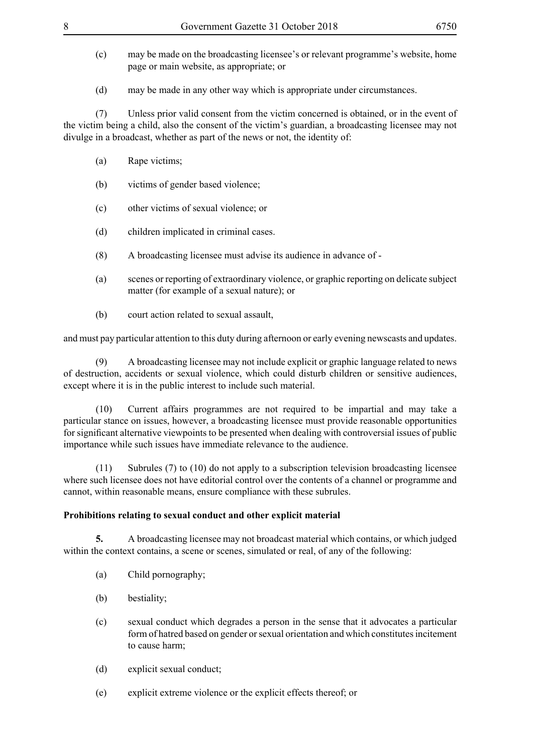(c) may be made on the broadcasting licensee's or relevant programme's website, home page or main website, as appropriate; or

(d) may be made in any other way which is appropriate under circumstances.

(7) Unless prior valid consent from the victim concerned is obtained, or in the event of the victim being a child, also the consent of the victim's guardian, a broadcasting licensee may not divulge in a broadcast, whether as part of the news or not, the identity of:

(a) Rape victims;

(b) victims of gender based violence;

(c) other victims of sexual violence; or

(d) children implicated in criminal cases.

(8) A broadcasting licensee must advise its audience in advance of -

(a) scenes or reporting of extraordinary violence, or graphic reporting on delicate subject matter (for example of a sexual nature); or

(b) court action related to sexual assault,

and must pay particular attention to this duty during afternoon or early evening newscasts and updates.

(9) A broadcasting licensee may not include explicit or graphic language related to news of destruction, accidents or sexual violence, which could disturb children or sensitive audiences, except where it is in the public interest to include such material.

(10) Current affairs programmes are not required to be impartial and may take a particular stance on issues, however, a broadcasting licensee must provide reasonable opportunities for significant alternative viewpoints to be presented when dealing with controversial issues of public importance while such issues have immediate relevance to the audience.

(11) Subrules (7) to (10) do not apply to a subscription television broadcasting licensee where such licensee does not have editorial control over the contents of a channel or programme and cannot, within reasonable means, ensure compliance with these subrules.

**Prohibitions relating to sexual conduct and other explicit material**

**5.** A broadcasting licensee may not broadcast material which contains, or which judged within the context contains, a scene or scenes, simulated or real, of any of the following:

(a) Child pornography;

(b) bestiality;

(c) sexual conduct which degrades a person in the sense that it advocates a particular form of hatred based on gender or sexual orientation and which constitutes incitement to cause harm;

(d) explicit sexual conduct;

(e) explicit extreme violence or the explicit effects thereof; or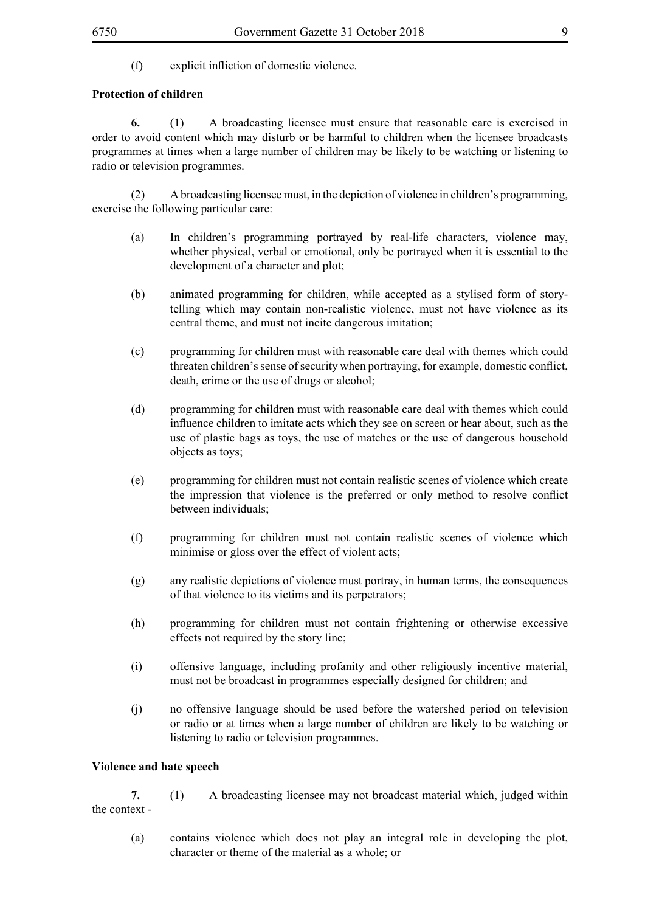(f) explicit infliction of domestic violence.

**Protection of children**

**6.** (1) A broadcasting licensee must ensure that reasonable care is exercised in order to avoid content which may disturb or be harmful to children when the licensee broadcasts programmes at times when a large number of children may be likely to be watching or listening to radio or television programmes.

(2) A broadcasting licensee must, in the depiction of violence in children's programming, exercise the following particular care:

(a) In children's programming portrayed by real-life characters, violence may, whether physical, verbal or emotional, only be portrayed when it is essential to the development of a character and plot;

(b) animated programming for children, while accepted as a stylised form of story-telling which may contain non-realistic violence, must not have violence as its central theme, and must not incite dangerous imitation;

(c) programming for children must with reasonable care deal with themes which could threaten children's sense of security when portraying, for example, domestic conflict, death, crime or the use of drugs or alcohol;

(d) programming for children must with reasonable care deal with themes which could influence children to imitate acts which they see on screen or hear about, such as the use of plastic bags as toys, the use of matches or the use of dangerous household objects as toys;

(e) programming for children must not contain realistic scenes of violence which create the impression that violence is the preferred or only method to resolve conflict between individuals;

(f) programming for children must not contain realistic scenes of violence which minimise or gloss over the effect of violent acts;

(g) any realistic depictions of violence must portray, in human terms, the consequences of that violence to its victims and its perpetrators;

(h) programming for children must not contain frightening or otherwise excessive effects not required by the story line;

(i) offensive language, including profanity and other religiously incentive material, must not be broadcast in programmes especially designed for children; and

(j) no offensive language should be used before the watershed period on television or radio or at times when a large number of children are likely to be watching or listening to radio or television programmes.

**Violence and hate speech**

**7.** (1) A broadcasting licensee may not broadcast material which, judged within the context -

(a) contains violence which does not play an integral role in developing the plot, character or theme of the material as a whole; or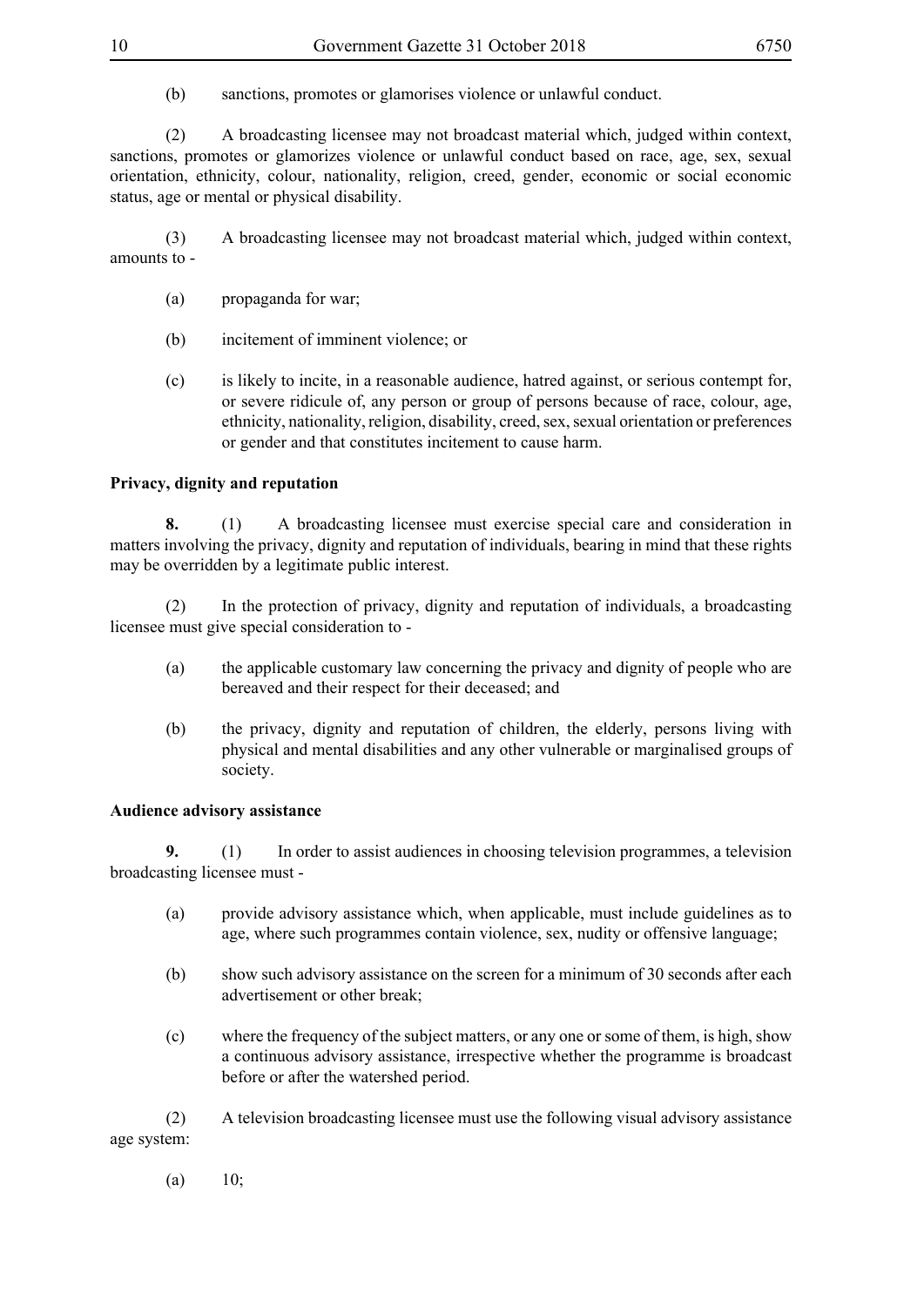(b) sanctions, promotes or glamorises violence or unlawful conduct.

(2) A broadcasting licensee may not broadcast material which, judged within context, sanctions, promotes or glamorizes violence or unlawful conduct based on race, age, sex, sexual orientation, ethnicity, colour, nationality, religion, creed, gender, economic or social economic status, age or mental or physical disability.

(3) A broadcasting licensee may not broadcast material which, judged within context, amounts to -

(a) propaganda for war;

(b) incitement of imminent violence; or

(c) is likely to incite, in a reasonable audience, hatred against, or serious contempt for, or severe ridicule of, any person or group of persons because of race, colour, age, ethnicity, nationality, religion, disability, creed, sex, sexual orientation or preferences or gender and that constitutes incitement to cause harm.

**Privacy, dignity and reputation**

**8.** (1) A broadcasting licensee must exercise special care and consideration in matters involving the privacy, dignity and reputation of individuals, bearing in mind that these rights may be overridden by a legitimate public interest.

(2) In the protection of privacy, dignity and reputation of individuals, a broadcasting licensee must give special consideration to -

(a) the applicable customary law concerning the privacy and dignity of people who are bereaved and their respect for their deceased; and

(b) the privacy, dignity and reputation of children, the elderly, persons living with physical and mental disabilities and any other vulnerable or marginalised groups of society.

**Audience advisory assistance**

**9.** (1) In order to assist audiences in choosing television programmes, a television broadcasting licensee must -

(a) provide advisory assistance which, when applicable, must include guidelines as to age, where such programmes contain violence, sex, nudity or offensive language;

(b) show such advisory assistance on the screen for a minimum of 30 seconds after each advertisement or other break;

(c) where the frequency of the subject matters, or any one or some of them, is high, show a continuous advisory assistance, irrespective whether the programme is broadcast before or after the watershed period.

(2) A television broadcasting licensee must use the following visual advisory assistance age system:

(a) 10;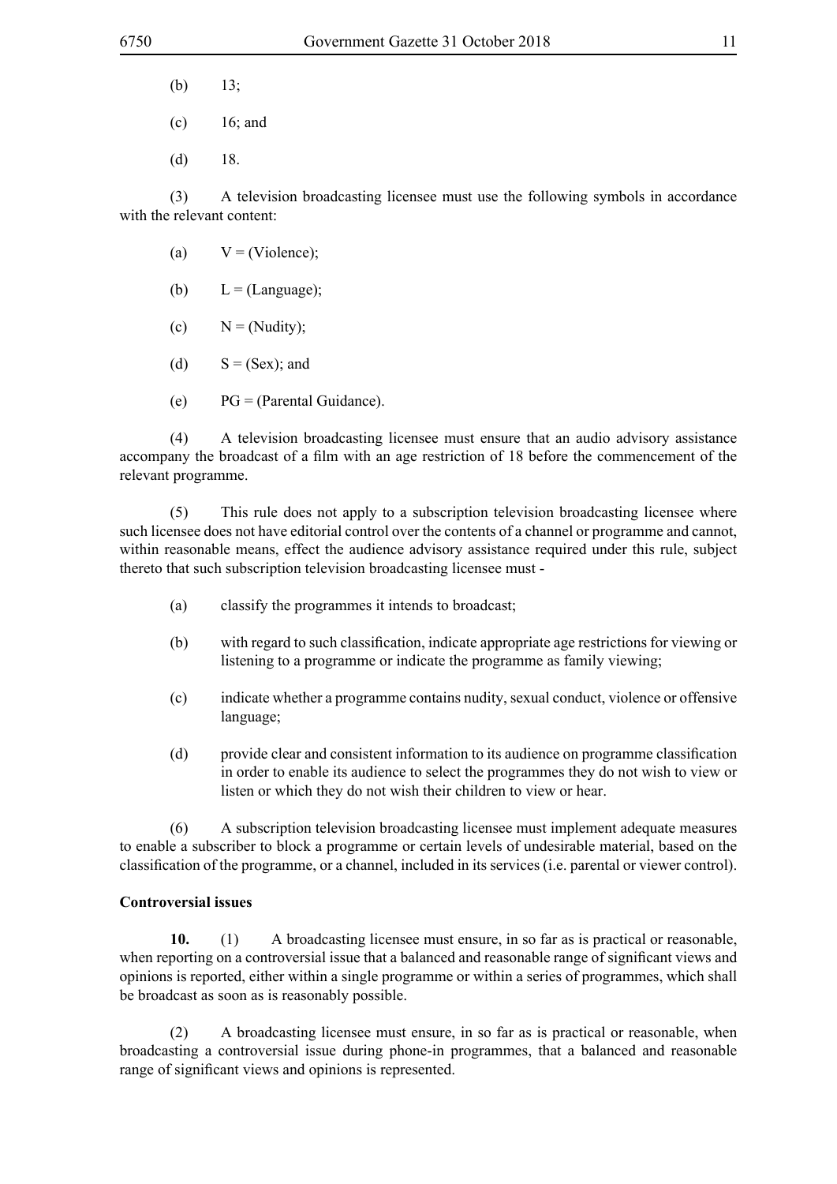(b) 13;

(c) 16; and

(d) 18.

(3) A television broadcasting licensee must use the following symbols in accordance with the relevant content:

(a) V = (Violence);

(b) L = (Language);

(c) N = (Nudity);

(d) S = (Sex); and

(e) PG = (Parental Guidance).

(4) A television broadcasting licensee must ensure that an audio advisory assistance accompany the broadcast of a film with an age restriction of 18 before the commencement of the relevant programme.

(5) This rule does not apply to a subscription television broadcasting licensee where such licensee does not have editorial control over the contents of a channel or programme and cannot, within reasonable means, effect the audience advisory assistance required under this rule, subject thereto that such subscription television broadcasting licensee must -

(a) classify the programmes it intends to broadcast;

(b) with regard to such classification, indicate appropriate age restrictions for viewing or listening to a programme or indicate the programme as family viewing;

(c) indicate whether a programme contains nudity, sexual conduct, violence or offensive language;

(d) provide clear and consistent information to its audience on programme classification in order to enable its audience to select the programmes they do not wish to view or listen or which they do not wish their children to view or hear.

(6) A subscription television broadcasting licensee must implement adequate measures to enable a subscriber to block a programme or certain levels of undesirable material, based on the classification of the programme, or a channel, included in its services (i.e. parental or viewer control).

**Controversial issues**

**10.** (1) A broadcasting licensee must ensure, in so far as is practical or reasonable, when reporting on a controversial issue that a balanced and reasonable range of significant views and opinions is reported, either within a single programme or within a series of programmes, which shall be broadcast as soon as is reasonably possible.

(2) A broadcasting licensee must ensure, in so far as is practical or reasonable, when broadcasting a controversial issue during phone-in programmes, that a balanced and reasonable range of significant views and opinions is represented.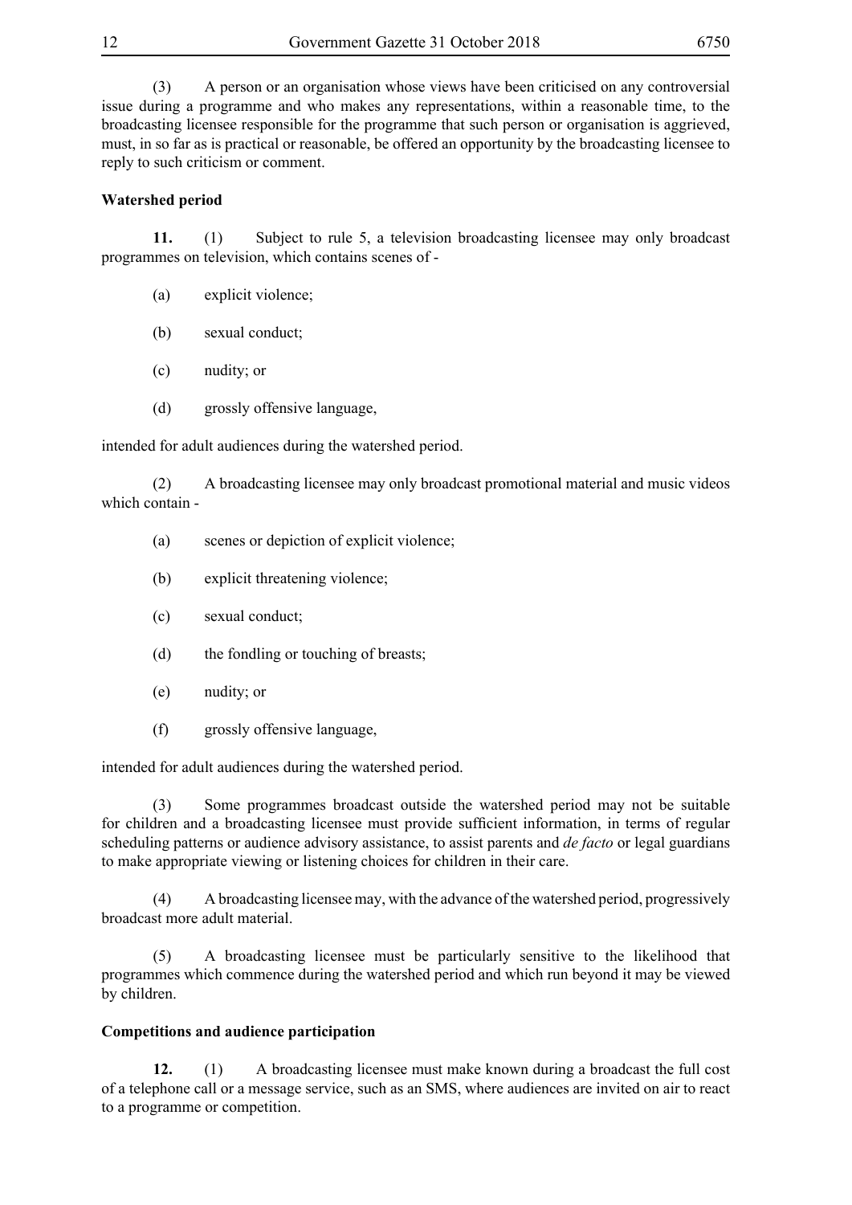(3) A person or an organisation whose views have been criticised on any controversial issue during a programme and who makes any representations, within a reasonable time, to the broadcasting licensee responsible for the programme that such person or organisation is aggrieved, must, in so far as is practical or reasonable, be offered an opportunity by the broadcasting licensee to reply to such criticism or comment.

**Watershed period**

**11.** (1) Subject to rule 5, a television broadcasting licensee may only broadcast programmes on television, which contains scenes of -

(a) explicit violence;

(b) sexual conduct;

(c) nudity; or

(d) grossly offensive language,

intended for adult audiences during the watershed period.

(2) A broadcasting licensee may only broadcast promotional material and music videos which contain -

(a) scenes or depiction of explicit violence;

(b) explicit threatening violence;

(c) sexual conduct;

(d) the fondling or touching of breasts;

(e) nudity; or

(f) grossly offensive language,

intended for adult audiences during the watershed period.

(3) Some programmes broadcast outside the watershed period may not be suitable for children and a broadcasting licensee must provide sufficient information, in terms of regular scheduling patterns or audience advisory assistance, to assist parents and *de facto* or legal guardians to make appropriate viewing or listening choices for children in their care.

(4) A broadcasting licensee may, with the advance of the watershed period, progressively broadcast more adult material.

(5) A broadcasting licensee must be particularly sensitive to the likelihood that programmes which commence during the watershed period and which run beyond it may be viewed by children.

**Competitions and audience participation**

**12.** (1) A broadcasting licensee must make known during a broadcast the full cost of a telephone call or a message service, such as an SMS, where audiences are invited on air to react to a programme or competition.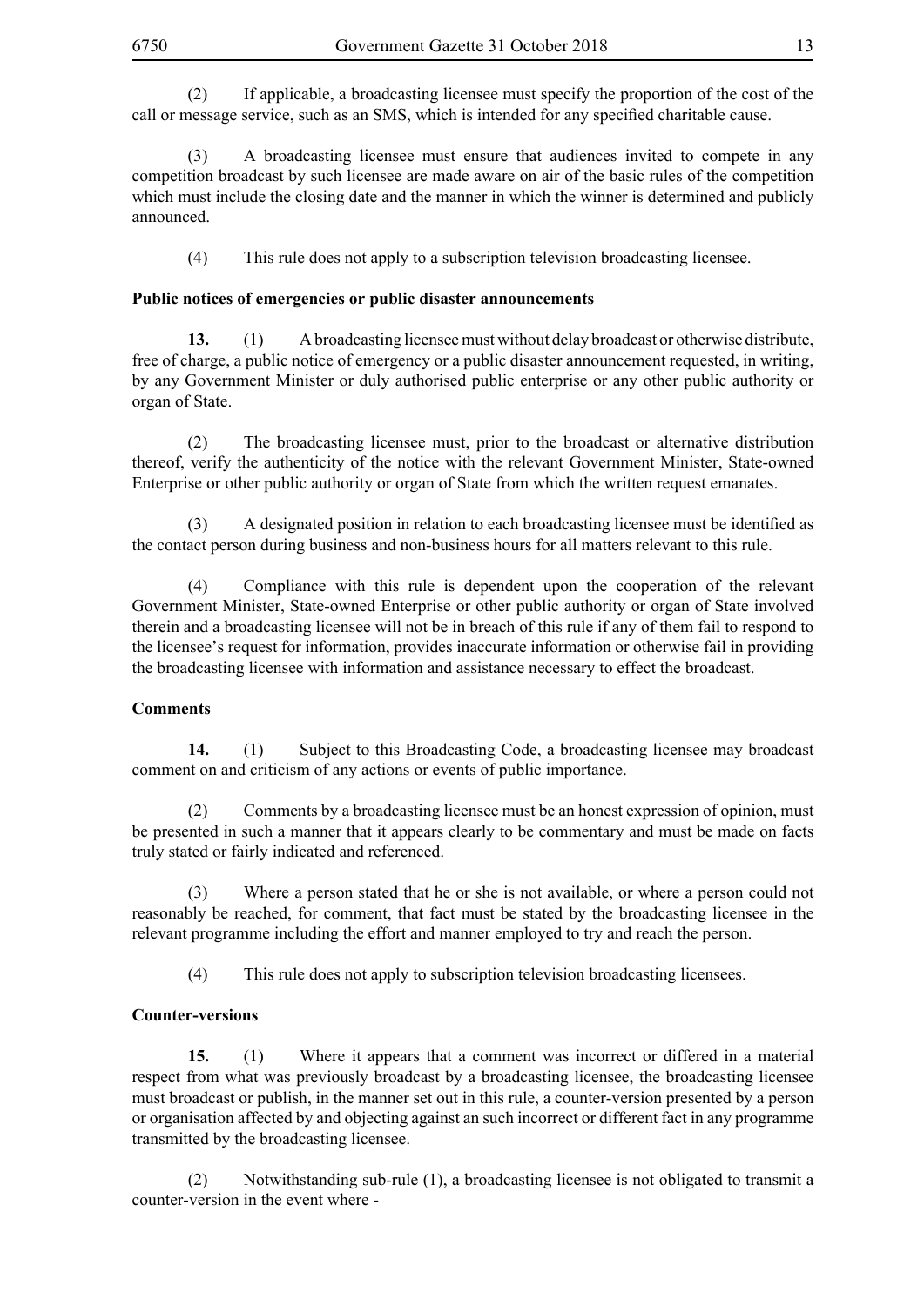(2) If applicable, a broadcasting licensee must specify the proportion of the cost of the call or message service, such as an SMS, which is intended for any specified charitable cause.

(3) A broadcasting licensee must ensure that audiences invited to compete in any competition broadcast by such licensee are made aware on air of the basic rules of the competition which must include the closing date and the manner in which the winner is determined and publicly announced.

(4) This rule does not apply to a subscription television broadcasting licensee.

**Public notices of emergencies or public disaster announcements**

**13.** (1) A broadcasting licensee must without delay broadcast or otherwise distribute, free of charge, a public notice of emergency or a public disaster announcement requested, in writing, by any Government Minister or duly authorised public enterprise or any other public authority or organ of State.

(2) The broadcasting licensee must, prior to the broadcast or alternative distribution thereof, verify the authenticity of the notice with the relevant Government Minister, State-owned Enterprise or other public authority or organ of State from which the written request emanates.

(3) A designated position in relation to each broadcasting licensee must be identified as the contact person during business and non-business hours for all matters relevant to this rule.

(4) Compliance with this rule is dependent upon the cooperation of the relevant Government Minister, State-owned Enterprise or other public authority or organ of State involved therein and a broadcasting licensee will not be in breach of this rule if any of them fail to respond to the licensee's request for information, provides inaccurate information or otherwise fail in providing the broadcasting licensee with information and assistance necessary to effect the broadcast.

**Comments**

**14.** (1) Subject to this Broadcasting Code, a broadcasting licensee may broadcast comment on and criticism of any actions or events of public importance.

(2) Comments by a broadcasting licensee must be an honest expression of opinion, must be presented in such a manner that it appears clearly to be commentary and must be made on facts truly stated or fairly indicated and referenced.

(3) Where a person stated that he or she is not available, or where a person could not reasonably be reached, for comment, that fact must be stated by the broadcasting licensee in the relevant programme including the effort and manner employed to try and reach the person.

(4) This rule does not apply to subscription television broadcasting licensees.

**Counter-versions**

**15.** (1) Where it appears that a comment was incorrect or differed in a material respect from what was previously broadcast by a broadcasting licensee, the broadcasting licensee must broadcast or publish, in the manner set out in this rule, a counter-version presented by a person or organisation affected by and objecting against an such incorrect or different fact in any programme transmitted by the broadcasting licensee.

(2) Notwithstanding sub-rule (1), a broadcasting licensee is not obligated to transmit a counter-version in the event where -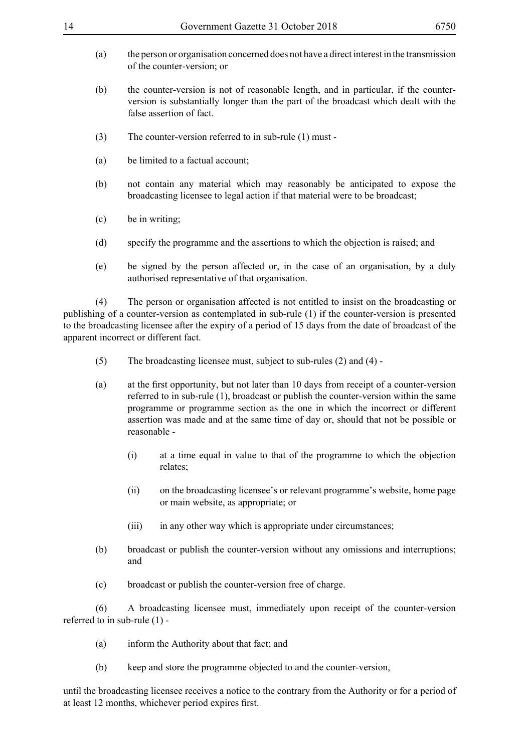(a) the person or organisation concerned does not have a direct interest in the transmission of the counter-version; or

(b) the counter-version is not of reasonable length, and in particular, if the counter-version is substantially longer than the part of the broadcast which dealt with the false assertion of fact.

(3) The counter-version referred to in sub-rule (1) must -

(a) be limited to a factual account;

(b) not contain any material which may reasonably be anticipated to expose the broadcasting licensee to legal action if that material were to be broadcast;

(c) be in writing;

(d) specify the programme and the assertions to which the objection is raised; and

(e) be signed by the person affected or, in the case of an organisation, by a duly authorised representative of that organisation.

(4) The person or organisation affected is not entitled to insist on the broadcasting or publishing of a counter-version as contemplated in sub-rule (1) if the counter-version is presented to the broadcasting licensee after the expiry of a period of 15 days from the date of broadcast of the apparent incorrect or different fact.

(5) The broadcasting licensee must, subject to sub-rules (2) and (4) -

(a) at the first opportunity, but not later than 10 days from receipt of a counter-version referred to in sub-rule (1), broadcast or publish the counter-version within the same programme or programme section as the one in which the incorrect or different assertion was made and at the same time of day or, should that not be possible or reasonable -

   (i) at a time equal in value to that of the programme to which the objection relates;

   (ii) on the broadcasting licensee's or relevant programme's website, home page or main website, as appropriate; or

   (iii) in any other way which is appropriate under circumstances;

(b) broadcast or publish the counter-version without any omissions and interruptions; and

(c) broadcast or publish the counter-version free of charge.

(6) A broadcasting licensee must, immediately upon receipt of the counter-version referred to in sub-rule (1) -

(a) inform the Authority about that fact; and

(b) keep and store the programme objected to and the counter-version,

until the broadcasting licensee receives a notice to the contrary from the Authority or for a period of at least 12 months, whichever period expires first.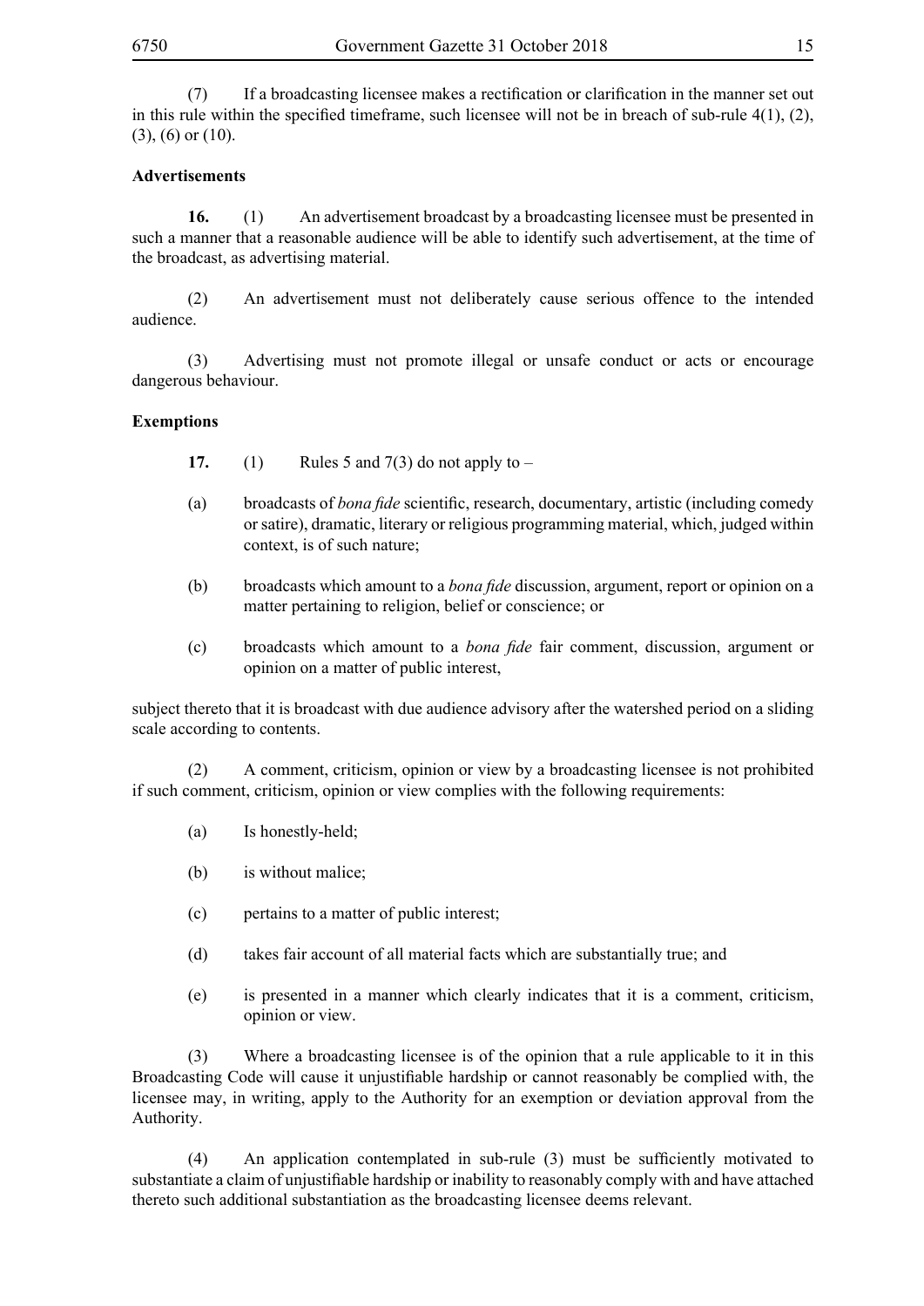(7) If a broadcasting licensee makes a rectification or clarification in the manner set out in this rule within the specified timeframe, such licensee will not be in breach of sub-rule 4(1), (2), (3), (6) or (10).

**Advertisements**

**16.** (1) An advertisement broadcast by a broadcasting licensee must be presented in such a manner that a reasonable audience will be able to identify such advertisement, at the time of the broadcast, as advertising material.

(2) An advertisement must not deliberately cause serious offence to the intended audience.

(3) Advertising must not promote illegal or unsafe conduct or acts or encourage dangerous behaviour.

**Exemptions**

**17.** (1) Rules 5 and 7(3) do not apply to –

(a) broadcasts of *bona fide* scientific, research, documentary, artistic (including comedy or satire), dramatic, literary or religious programming material, which, judged within context, is of such nature;

(b) broadcasts which amount to a *bona fide* discussion, argument, report or opinion on a matter pertaining to religion, belief or conscience; or

(c) broadcasts which amount to a *bona fide* fair comment, discussion, argument or opinion on a matter of public interest,

subject thereto that it is broadcast with due audience advisory after the watershed period on a sliding scale according to contents.

(2) A comment, criticism, opinion or view by a broadcasting licensee is not prohibited if such comment, criticism, opinion or view complies with the following requirements:

(a) Is honestly-held;

(b) is without malice;

(c) pertains to a matter of public interest;

(d) takes fair account of all material facts which are substantially true; and

(e) is presented in a manner which clearly indicates that it is a comment, criticism, opinion or view.

(3) Where a broadcasting licensee is of the opinion that a rule applicable to it in this Broadcasting Code will cause it unjustifiable hardship or cannot reasonably be complied with, the licensee may, in writing, apply to the Authority for an exemption or deviation approval from the Authority.

(4) An application contemplated in sub-rule (3) must be sufficiently motivated to substantiate a claim of unjustifiable hardship or inability to reasonably comply with and have attached thereto such additional substantiation as the broadcasting licensee deems relevant.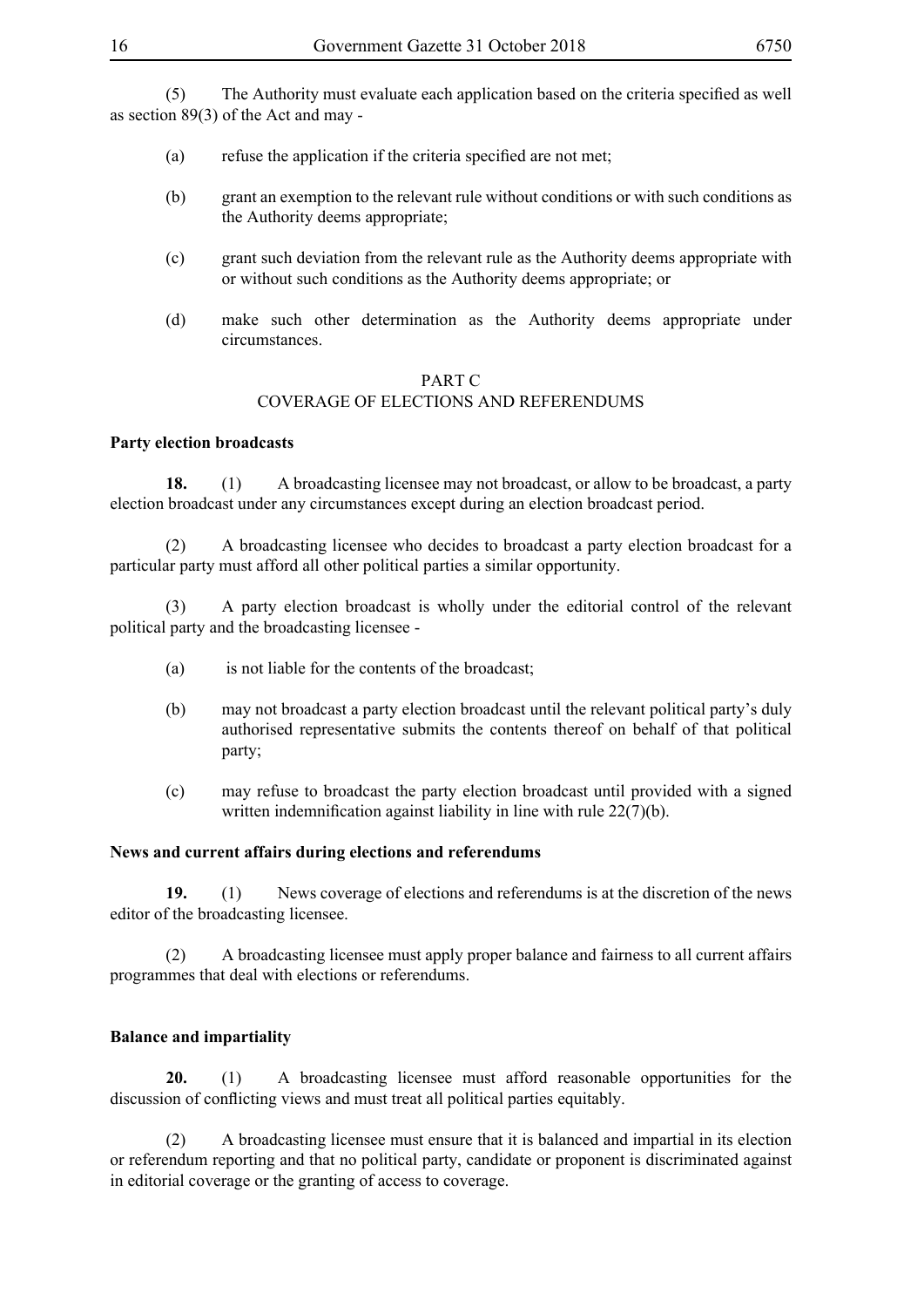(5) The Authority must evaluate each application based on the criteria specified as well as section 89(3) of the Act and may -

(a) refuse the application if the criteria specified are not met;

(b) grant an exemption to the relevant rule without conditions or with such conditions as the Authority deems appropriate;

(c) grant such deviation from the relevant rule as the Authority deems appropriate with or without such conditions as the Authority deems appropriate; or

(d) make such other determination as the Authority deems appropriate under circumstances.

## PART C
## COVERAGE OF ELECTIONS AND REFERENDUMS

**Party election broadcasts**

**18.** (1) A broadcasting licensee may not broadcast, or allow to be broadcast, a party election broadcast under any circumstances except during an election broadcast period.

(2) A broadcasting licensee who decides to broadcast a party election broadcast for a particular party must afford all other political parties a similar opportunity.

(3) A party election broadcast is wholly under the editorial control of the relevant political party and the broadcasting licensee -

(a) is not liable for the contents of the broadcast;

(b) may not broadcast a party election broadcast until the relevant political party's duly authorised representative submits the contents thereof on behalf of that political party;

(c) may refuse to broadcast the party election broadcast until provided with a signed written indemnification against liability in line with rule 22(7)(b).

**News and current affairs during elections and referendums**

**19.** (1) News coverage of elections and referendums is at the discretion of the news editor of the broadcasting licensee.

(2) A broadcasting licensee must apply proper balance and fairness to all current affairs programmes that deal with elections or referendums.

**Balance and impartiality**

**20.** (1) A broadcasting licensee must afford reasonable opportunities for the discussion of conflicting views and must treat all political parties equitably.

(2) A broadcasting licensee must ensure that it is balanced and impartial in its election or referendum reporting and that no political party, candidate or proponent is discriminated against in editorial coverage or the granting of access to coverage.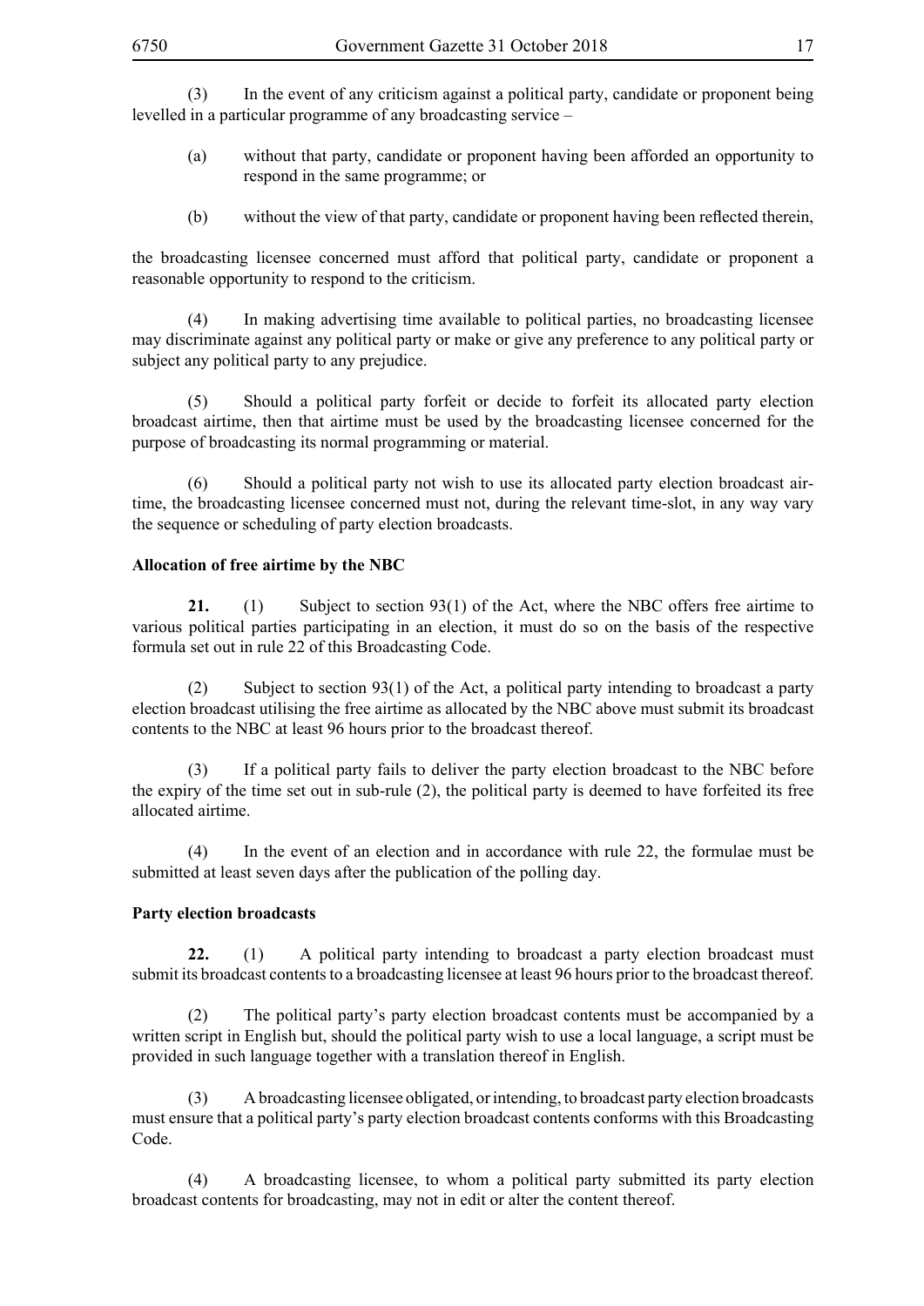(3) In the event of any criticism against a political party, candidate or proponent being levelled in a particular programme of any broadcasting service –

(a) without that party, candidate or proponent having been afforded an opportunity to respond in the same programme; or

(b) without the view of that party, candidate or proponent having been reflected therein,

the broadcasting licensee concerned must afford that political party, candidate or proponent a reasonable opportunity to respond to the criticism.

(4) In making advertising time available to political parties, no broadcasting licensee may discriminate against any political party or make or give any preference to any political party or subject any political party to any prejudice.

(5) Should a political party forfeit or decide to forfeit its allocated party election broadcast airtime, then that airtime must be used by the broadcasting licensee concerned for the purpose of broadcasting its normal programming or material.

(6) Should a political party not wish to use its allocated party election broadcast airtime, the broadcasting licensee concerned must not, during the relevant time-slot, in any way vary the sequence or scheduling of party election broadcasts.

**Allocation of free airtime by the NBC**

**21.** (1) Subject to section 93(1) of the Act, where the NBC offers free airtime to various political parties participating in an election, it must do so on the basis of the respective formula set out in rule 22 of this Broadcasting Code.

(2) Subject to section 93(1) of the Act, a political party intending to broadcast a party election broadcast utilising the free airtime as allocated by the NBC above must submit its broadcast contents to the NBC at least 96 hours prior to the broadcast thereof.

(3) If a political party fails to deliver the party election broadcast to the NBC before the expiry of the time set out in sub-rule (2), the political party is deemed to have forfeited its free allocated airtime.

(4) In the event of an election and in accordance with rule 22, the formulae must be submitted at least seven days after the publication of the polling day.

**Party election broadcasts**

**22.** (1) A political party intending to broadcast a party election broadcast must submit its broadcast contents to a broadcasting licensee at least 96 hours prior to the broadcast thereof.

(2) The political party's party election broadcast contents must be accompanied by a written script in English but, should the political party wish to use a local language, a script must be provided in such language together with a translation thereof in English.

(3) A broadcasting licensee obligated, or intending, to broadcast party election broadcasts must ensure that a political party's party election broadcast contents conforms with this Broadcasting Code.

(4) A broadcasting licensee, to whom a political party submitted its party election broadcast contents for broadcasting, may not in edit or alter the content thereof.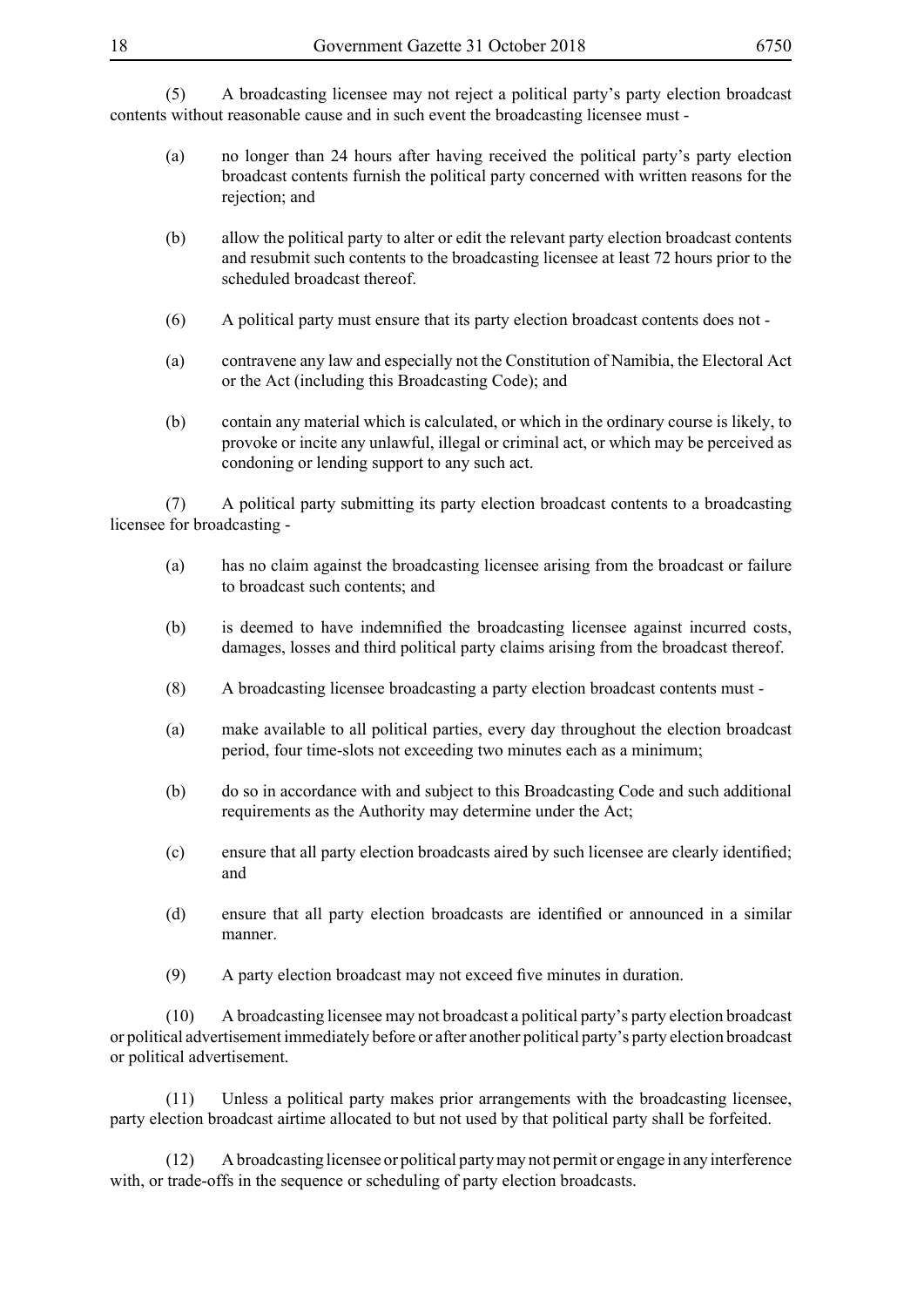(5) A broadcasting licensee may not reject a political party's party election broadcast contents without reasonable cause and in such event the broadcasting licensee must -

(a) no longer than 24 hours after having received the political party's party election broadcast contents furnish the political party concerned with written reasons for the rejection; and

(b) allow the political party to alter or edit the relevant party election broadcast contents and resubmit such contents to the broadcasting licensee at least 72 hours prior to the scheduled broadcast thereof.

(6) A political party must ensure that its party election broadcast contents does not -

(a) contravene any law and especially not the Constitution of Namibia, the Electoral Act or the Act (including this Broadcasting Code); and

(b) contain any material which is calculated, or which in the ordinary course is likely, to provoke or incite any unlawful, illegal or criminal act, or which may be perceived as condoning or lending support to any such act.

(7) A political party submitting its party election broadcast contents to a broadcasting licensee for broadcasting -

(a) has no claim against the broadcasting licensee arising from the broadcast or failure to broadcast such contents; and

(b) is deemed to have indemnified the broadcasting licensee against incurred costs, damages, losses and third political party claims arising from the broadcast thereof.

(8) A broadcasting licensee broadcasting a party election broadcast contents must -

(a) make available to all political parties, every day throughout the election broadcast period, four time-slots not exceeding two minutes each as a minimum;

(b) do so in accordance with and subject to this Broadcasting Code and such additional requirements as the Authority may determine under the Act;

(c) ensure that all party election broadcasts aired by such licensee are clearly identified; and

(d) ensure that all party election broadcasts are identified or announced in a similar manner.

(9) A party election broadcast may not exceed five minutes in duration.

(10) A broadcasting licensee may not broadcast a political party's party election broadcast or political advertisement immediately before or after another political party's party election broadcast or political advertisement.

(11) Unless a political party makes prior arrangements with the broadcasting licensee, party election broadcast airtime allocated to but not used by that political party shall be forfeited.

(12) A broadcasting licensee or political party may not permit or engage in any interference with, or trade-offs in the sequence or scheduling of party election broadcasts.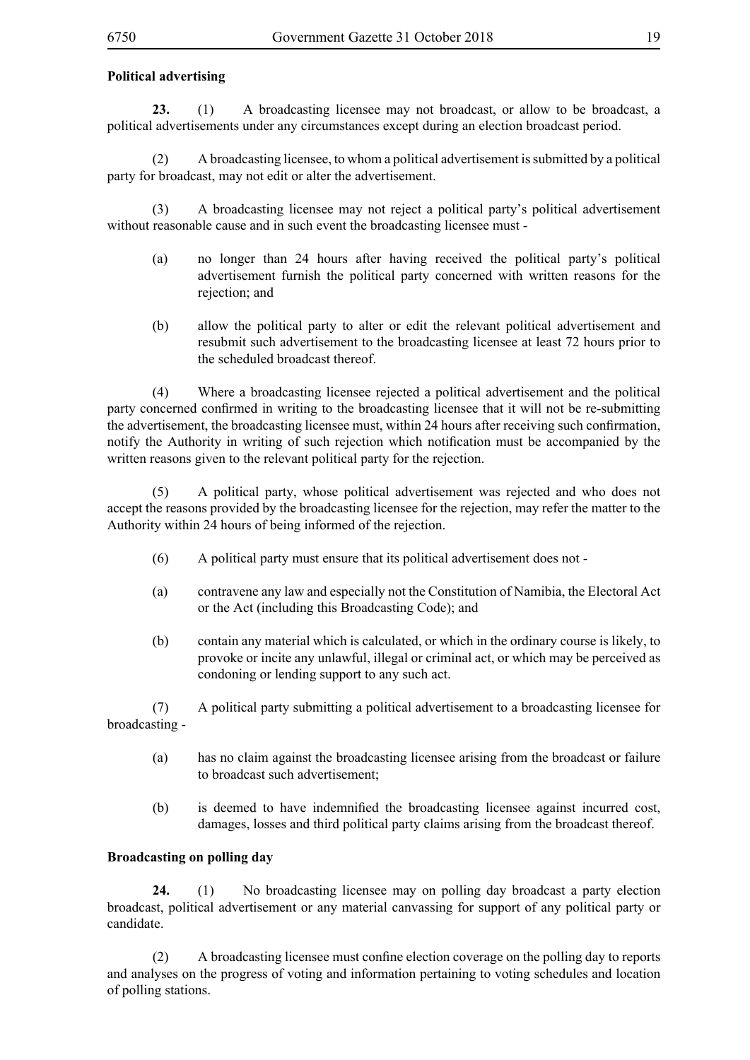**Political advertising**

**23.** (1) A broadcasting licensee may not broadcast, or allow to be broadcast, a political advertisements under any circumstances except during an election broadcast period.

(2) A broadcasting licensee, to whom a political advertisement is submitted by a political party for broadcast, may not edit or alter the advertisement.

(3) A broadcasting licensee may not reject a political party's political advertisement without reasonable cause and in such event the broadcasting licensee must -

(a) no longer than 24 hours after having received the political party's political advertisement furnish the political party concerned with written reasons for the rejection; and

(b) allow the political party to alter or edit the relevant political advertisement and resubmit such advertisement to the broadcasting licensee at least 72 hours prior to the scheduled broadcast thereof.

(4) Where a broadcasting licensee rejected a political advertisement and the political party concerned confirmed in writing to the broadcasting licensee that it will not be re-submitting the advertisement, the broadcasting licensee must, within 24 hours after receiving such confirmation, notify the Authority in writing of such rejection which notification must be accompanied by the written reasons given to the relevant political party for the rejection.

(5) A political party, whose political advertisement was rejected and who does not accept the reasons provided by the broadcasting licensee for the rejection, may refer the matter to the Authority within 24 hours of being informed of the rejection.

(6) A political party must ensure that its political advertisement does not -

(a) contravene any law and especially not the Constitution of Namibia, the Electoral Act or the Act (including this Broadcasting Code); and

(b) contain any material which is calculated, or which in the ordinary course is likely, to provoke or incite any unlawful, illegal or criminal act, or which may be perceived as condoning or lending support to any such act.

(7) A political party submitting a political advertisement to a broadcasting licensee for broadcasting -

(a) has no claim against the broadcasting licensee arising from the broadcast or failure to broadcast such advertisement;

(b) is deemed to have indemnified the broadcasting licensee against incurred cost, damages, losses and third political party claims arising from the broadcast thereof.

**Broadcasting on polling day**

**24.** (1) No broadcasting licensee may on polling day broadcast a party election broadcast, political advertisement or any material canvassing for support of any political party or candidate.

(2) A broadcasting licensee must confine election coverage on the polling day to reports and analyses on the progress of voting and information pertaining to voting schedules and location of polling stations.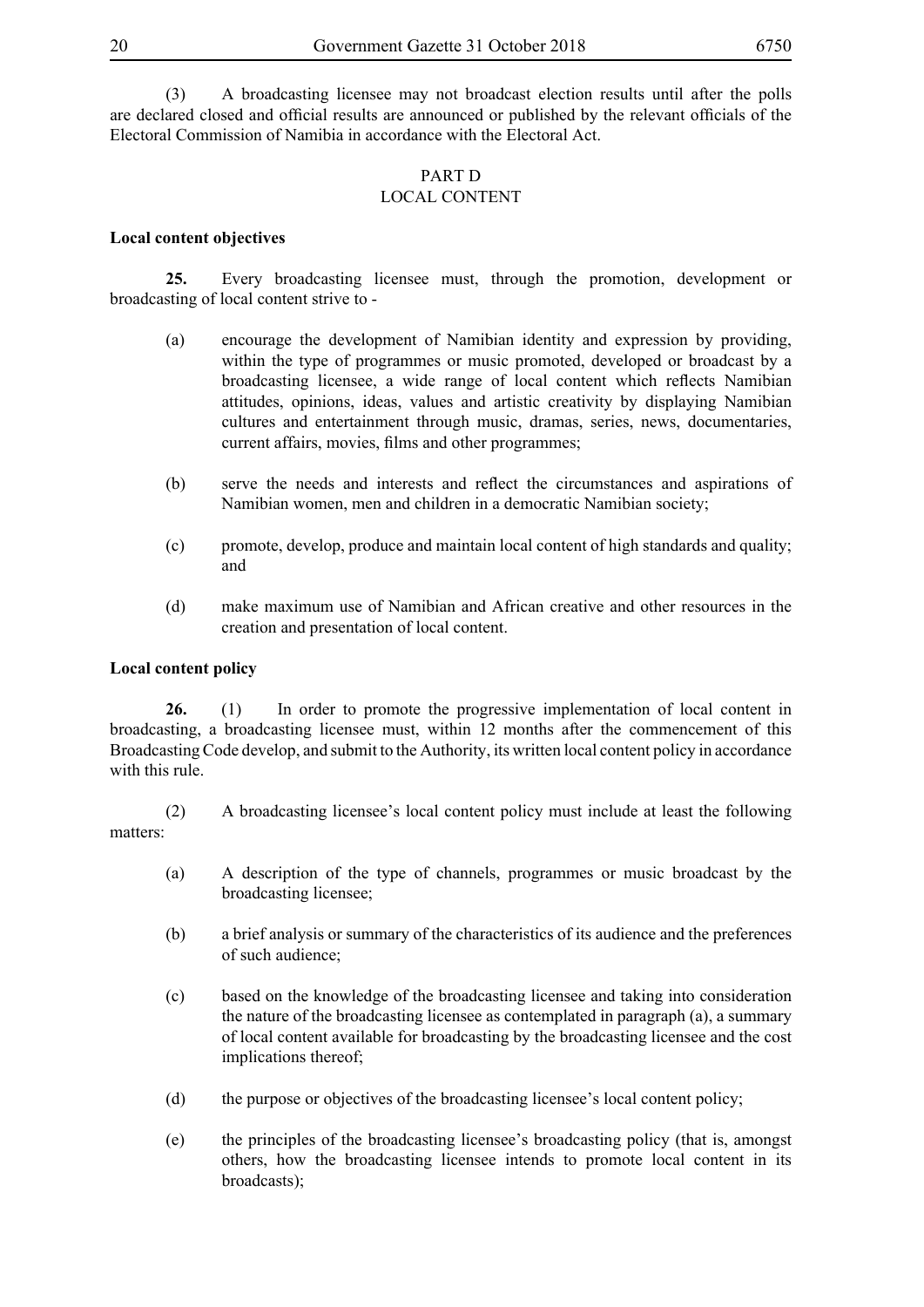(3) A broadcasting licensee may not broadcast election results until after the polls are declared closed and official results are announced or published by the relevant officials of the Electoral Commission of Namibia in accordance with the Electoral Act.

## PART D
## LOCAL CONTENT

**Local content objectives**

**25.** Every broadcasting licensee must, through the promotion, development or broadcasting of local content strive to -

(a) encourage the development of Namibian identity and expression by providing, within the type of programmes or music promoted, developed or broadcast by a broadcasting licensee, a wide range of local content which reflects Namibian attitudes, opinions, ideas, values and artistic creativity by displaying Namibian cultures and entertainment through music, dramas, series, news, documentaries, current affairs, movies, films and other programmes;

(b) serve the needs and interests and reflect the circumstances and aspirations of Namibian women, men and children in a democratic Namibian society;

(c) promote, develop, produce and maintain local content of high standards and quality; and

(d) make maximum use of Namibian and African creative and other resources in the creation and presentation of local content.

**Local content policy**

**26.** (1) In order to promote the progressive implementation of local content in broadcasting, a broadcasting licensee must, within 12 months after the commencement of this Broadcasting Code develop, and submit to the Authority, its written local content policy in accordance with this rule.

(2) A broadcasting licensee's local content policy must include at least the following matters:

(a) A description of the type of channels, programmes or music broadcast by the broadcasting licensee;

(b) a brief analysis or summary of the characteristics of its audience and the preferences of such audience;

(c) based on the knowledge of the broadcasting licensee and taking into consideration the nature of the broadcasting licensee as contemplated in paragraph (a), a summary of local content available for broadcasting by the broadcasting licensee and the cost implications thereof;

(d) the purpose or objectives of the broadcasting licensee's local content policy;

(e) the principles of the broadcasting licensee's broadcasting policy (that is, amongst others, how the broadcasting licensee intends to promote local content in its broadcasts);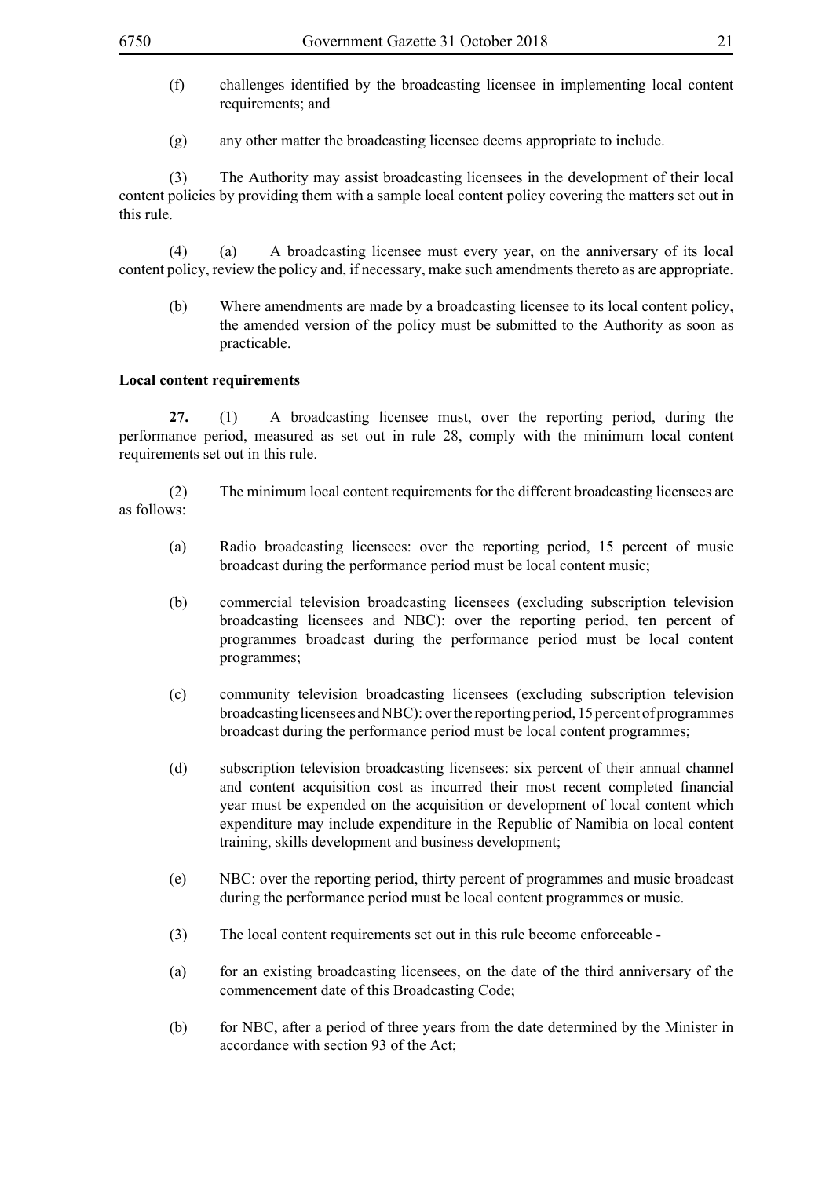(f) challenges identified by the broadcasting licensee in implementing local content requirements; and

(g) any other matter the broadcasting licensee deems appropriate to include.

(3) The Authority may assist broadcasting licensees in the development of their local content policies by providing them with a sample local content policy covering the matters set out in this rule.

(4) (a) A broadcasting licensee must every year, on the anniversary of its local content policy, review the policy and, if necessary, make such amendments thereto as are appropriate.

(b) Where amendments are made by a broadcasting licensee to its local content policy, the amended version of the policy must be submitted to the Authority as soon as practicable.

**Local content requirements**

**27.** (1) A broadcasting licensee must, over the reporting period, during the performance period, measured as set out in rule 28, comply with the minimum local content requirements set out in this rule.

(2) The minimum local content requirements for the different broadcasting licensees are as follows:

(a) Radio broadcasting licensees: over the reporting period, 15 percent of music broadcast during the performance period must be local content music;

(b) commercial television broadcasting licensees (excluding subscription television broadcasting licensees and NBC): over the reporting period, ten percent of programmes broadcast during the performance period must be local content programmes;

(c) community television broadcasting licensees (excluding subscription television broadcasting licensees and NBC): over the reporting period, 15 percent of programmes broadcast during the performance period must be local content programmes;

(d) subscription television broadcasting licensees: six percent of their annual channel and content acquisition cost as incurred their most recent completed financial year must be expended on the acquisition or development of local content which expenditure may include expenditure in the Republic of Namibia on local content training, skills development and business development;

(e) NBC: over the reporting period, thirty percent of programmes and music broadcast during the performance period must be local content programmes or music.

(3) The local content requirements set out in this rule become enforceable -

(a) for an existing broadcasting licensees, on the date of the third anniversary of the commencement date of this Broadcasting Code;

(b) for NBC, after a period of three years from the date determined by the Minister in accordance with section 93 of the Act;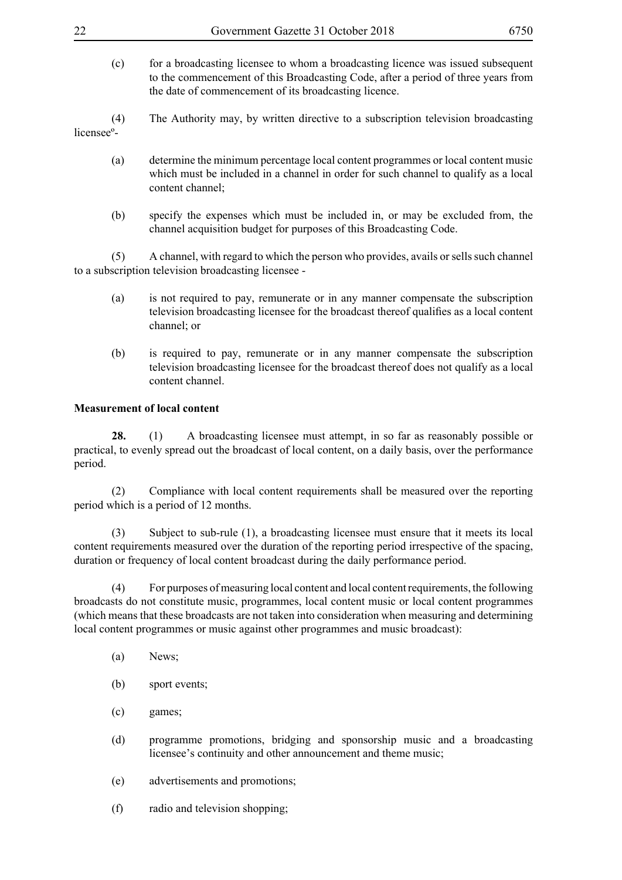(c) for a broadcasting licensee to whom a broadcasting licence was issued subsequent to the commencement of this Broadcasting Code, after a period of three years from the date of commencement of its broadcasting licence.

(4) The Authority may, by written directive to a subscription television broadcasting licenseeº-

(a) determine the minimum percentage local content programmes or local content music which must be included in a channel in order for such channel to qualify as a local content channel;

(b) specify the expenses which must be included in, or may be excluded from, the channel acquisition budget for purposes of this Broadcasting Code.

(5) A channel, with regard to which the person who provides, avails or sells such channel to a subscription television broadcasting licensee -

(a) is not required to pay, remunerate or in any manner compensate the subscription television broadcasting licensee for the broadcast thereof qualifies as a local content channel; or

(b) is required to pay, remunerate or in any manner compensate the subscription television broadcasting licensee for the broadcast thereof does not qualify as a local content channel.

**Measurement of local content**

**28.** (1) A broadcasting licensee must attempt, in so far as reasonably possible or practical, to evenly spread out the broadcast of local content, on a daily basis, over the performance period.

(2) Compliance with local content requirements shall be measured over the reporting period which is a period of 12 months.

(3) Subject to sub-rule (1), a broadcasting licensee must ensure that it meets its local content requirements measured over the duration of the reporting period irrespective of the spacing, duration or frequency of local content broadcast during the daily performance period.

(4) For purposes of measuring local content and local content requirements, the following broadcasts do not constitute music, programmes, local content music or local content programmes (which means that these broadcasts are not taken into consideration when measuring and determining local content programmes or music against other programmes and music broadcast):

(a) News;

(b) sport events;

(c) games;

(d) programme promotions, bridging and sponsorship music and a broadcasting licensee's continuity and other announcement and theme music;

(e) advertisements and promotions;

(f) radio and television shopping;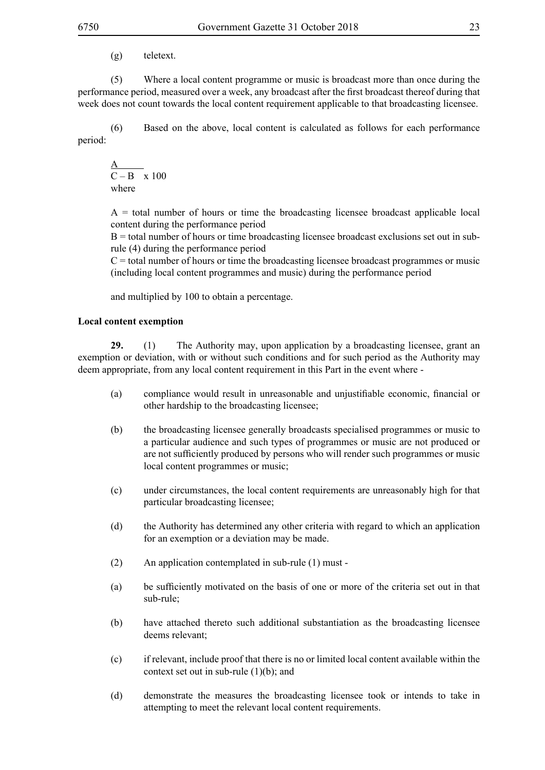(g) teletext.

(5) Where a local content programme or music is broadcast more than once during the performance period, measured over a week, any broadcast after the first broadcast thereof during that week does not count towards the local content requirement applicable to that broadcasting licensee.

(6) Based on the above, local content is calculated as follows for each performance period:

$$\frac{A}{C - B} \times 100$$

where

A = total number of hours or time the broadcasting licensee broadcast applicable local content during the performance period

B = total number of hours or time broadcasting licensee broadcast exclusions set out in sub-rule (4) during the performance period

C = total number of hours or time the broadcasting licensee broadcast programmes or music (including local content programmes and music) during the performance period

and multiplied by 100 to obtain a percentage.

**Local content exemption**

**29.** (1) The Authority may, upon application by a broadcasting licensee, grant an exemption or deviation, with or without such conditions and for such period as the Authority may deem appropriate, from any local content requirement in this Part in the event where -

(a) compliance would result in unreasonable and unjustifiable economic, financial or other hardship to the broadcasting licensee;

(b) the broadcasting licensee generally broadcasts specialised programmes or music to a particular audience and such types of programmes or music are not produced or are not sufficiently produced by persons who will render such programmes or music local content programmes or music;

(c) under circumstances, the local content requirements are unreasonably high for that particular broadcasting licensee;

(d) the Authority has determined any other criteria with regard to which an application for an exemption or a deviation may be made.

(2) An application contemplated in sub-rule (1) must -

(a) be sufficiently motivated on the basis of one or more of the criteria set out in that sub-rule;

(b) have attached thereto such additional substantiation as the broadcasting licensee deems relevant;

(c) if relevant, include proof that there is no or limited local content available within the context set out in sub-rule (1)(b); and

(d) demonstrate the measures the broadcasting licensee took or intends to take in attempting to meet the relevant local content requirements.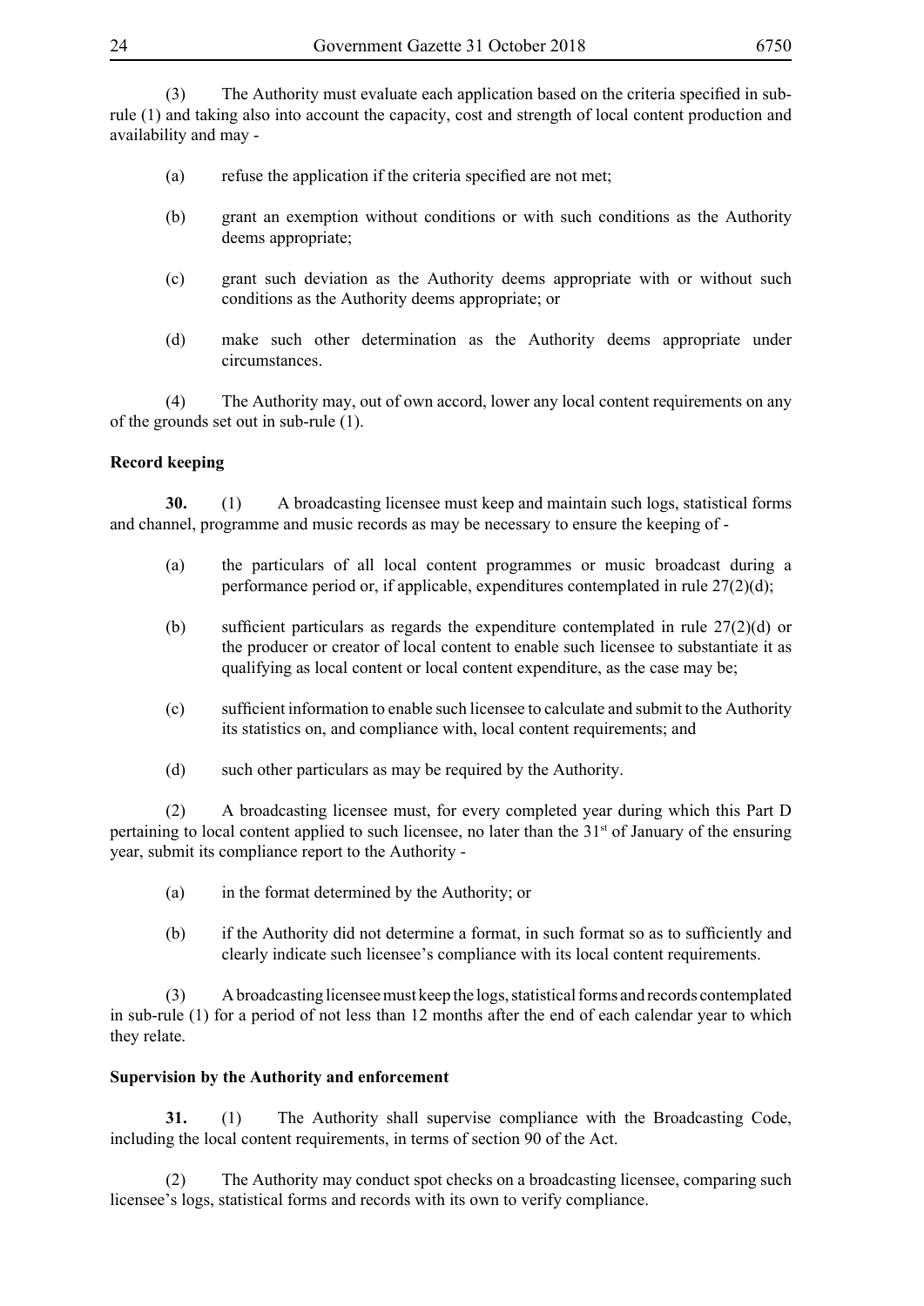(3) The Authority must evaluate each application based on the criteria specified in sub-rule (1) and taking also into account the capacity, cost and strength of local content production and availability and may -

(a) refuse the application if the criteria specified are not met;

(b) grant an exemption without conditions or with such conditions as the Authority deems appropriate;

(c) grant such deviation as the Authority deems appropriate with or without such conditions as the Authority deems appropriate; or

(d) make such other determination as the Authority deems appropriate under circumstances.

(4) The Authority may, out of own accord, lower any local content requirements on any of the grounds set out in sub-rule (1).

**Record keeping**

**30.** (1) A broadcasting licensee must keep and maintain such logs, statistical forms and channel, programme and music records as may be necessary to ensure the keeping of -

(a) the particulars of all local content programmes or music broadcast during a performance period or, if applicable, expenditures contemplated in rule 27(2)(d);

(b) sufficient particulars as regards the expenditure contemplated in rule 27(2)(d) or the producer or creator of local content to enable such licensee to substantiate it as qualifying as local content or local content expenditure, as the case may be;

(c) sufficient information to enable such licensee to calculate and submit to the Authority its statistics on, and compliance with, local content requirements; and

(d) such other particulars as may be required by the Authority.

(2) A broadcasting licensee must, for every completed year during which this Part D pertaining to local content applied to such licensee, no later than the 31st of January of the ensuring year, submit its compliance report to the Authority -

(a) in the format determined by the Authority; or

(b) if the Authority did not determine a format, in such format so as to sufficiently and clearly indicate such licensee's compliance with its local content requirements.

(3) A broadcasting licensee must keep the logs, statistical forms and records contemplated in sub-rule (1) for a period of not less than 12 months after the end of each calendar year to which they relate.

**Supervision by the Authority and enforcement**

**31.** (1) The Authority shall supervise compliance with the Broadcasting Code, including the local content requirements, in terms of section 90 of the Act.

(2) The Authority may conduct spot checks on a broadcasting licensee, comparing such licensee's logs, statistical forms and records with its own to verify compliance.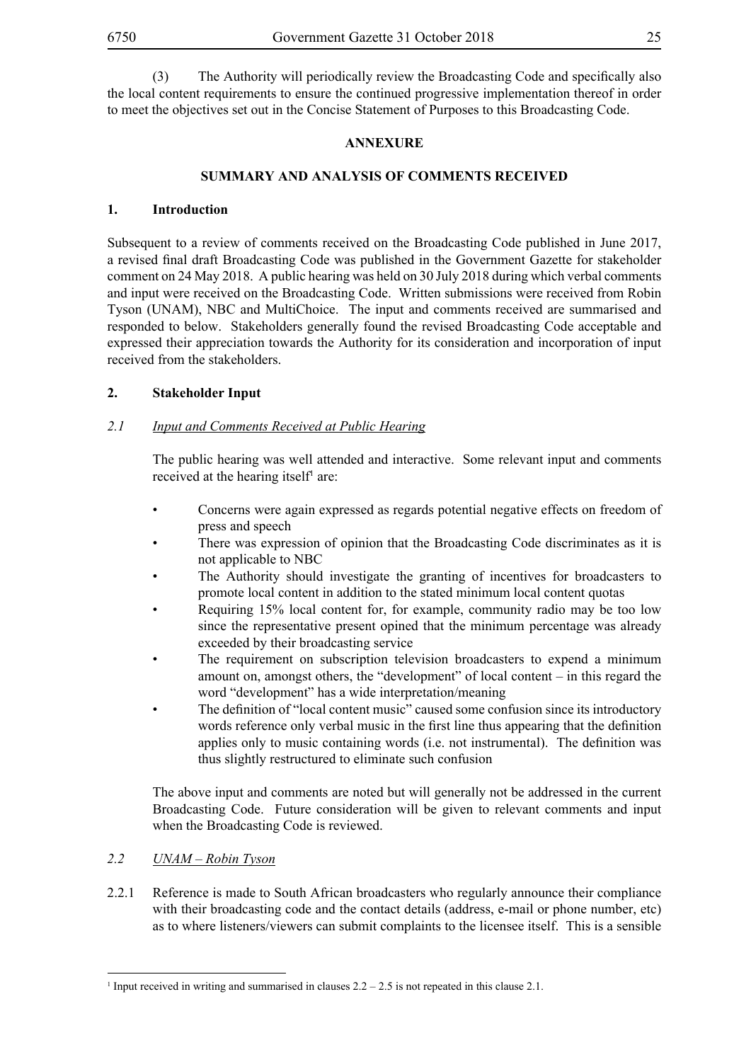(3) The Authority will periodically review the Broadcasting Code and specifically also the local content requirements to ensure the continued progressive implementation thereof in order to meet the objectives set out in the Concise Statement of Purposes to this Broadcasting Code.

**ANNEXURE**

**SUMMARY AND ANALYSIS OF COMMENTS RECEIVED**

## 1. Introduction

Subsequent to a review of comments received on the Broadcasting Code published in June 2017, a revised final draft Broadcasting Code was published in the Government Gazette for stakeholder comment on 24 May 2018. A public hearing was held on 30 July 2018 during which verbal comments and input were received on the Broadcasting Code. Written submissions were received from Robin Tyson (UNAM), NBC and MultiChoice. The input and comments received are summarised and responded to below. Stakeholders generally found the revised Broadcasting Code acceptable and expressed their appreciation towards the Authority for its consideration and incorporation of input received from the stakeholders.

## 2. Stakeholder Input

### *2.1 Input and Comments Received at Public Hearing*

The public hearing was well attended and interactive. Some relevant input and comments received at the hearing itself[1] are:

- Concerns were again expressed as regards potential negative effects on freedom of press and speech
- There was expression of opinion that the Broadcasting Code discriminates as it is not applicable to NBC
- The Authority should investigate the granting of incentives for broadcasters to promote local content in addition to the stated minimum local content quotas
- Requiring 15% local content for, for example, community radio may be too low since the representative present opined that the minimum percentage was already exceeded by their broadcasting service
- The requirement on subscription television broadcasters to expend a minimum amount on, amongst others, the "development" of local content – in this regard the word "development" has a wide interpretation/meaning
- The definition of "local content music" caused some confusion since its introductory words reference only verbal music in the first line thus appearing that the definition applies only to music containing words (i.e. not instrumental). The definition was thus slightly restructured to eliminate such confusion

The above input and comments are noted but will generally not be addressed in the current Broadcasting Code. Future consideration will be given to relevant comments and input when the Broadcasting Code is reviewed.

### *2.2 UNAM – Robin Tyson*

2.2.1 Reference is made to South African broadcasters who regularly announce their compliance with their broadcasting code and the contact details (address, e-mail or phone number, etc) as to where listeners/viewers can submit complaints to the licensee itself. This is a sensible

[1] Input received in writing and summarised in clauses 2.2 – 2.5 is not repeated in this clause 2.1.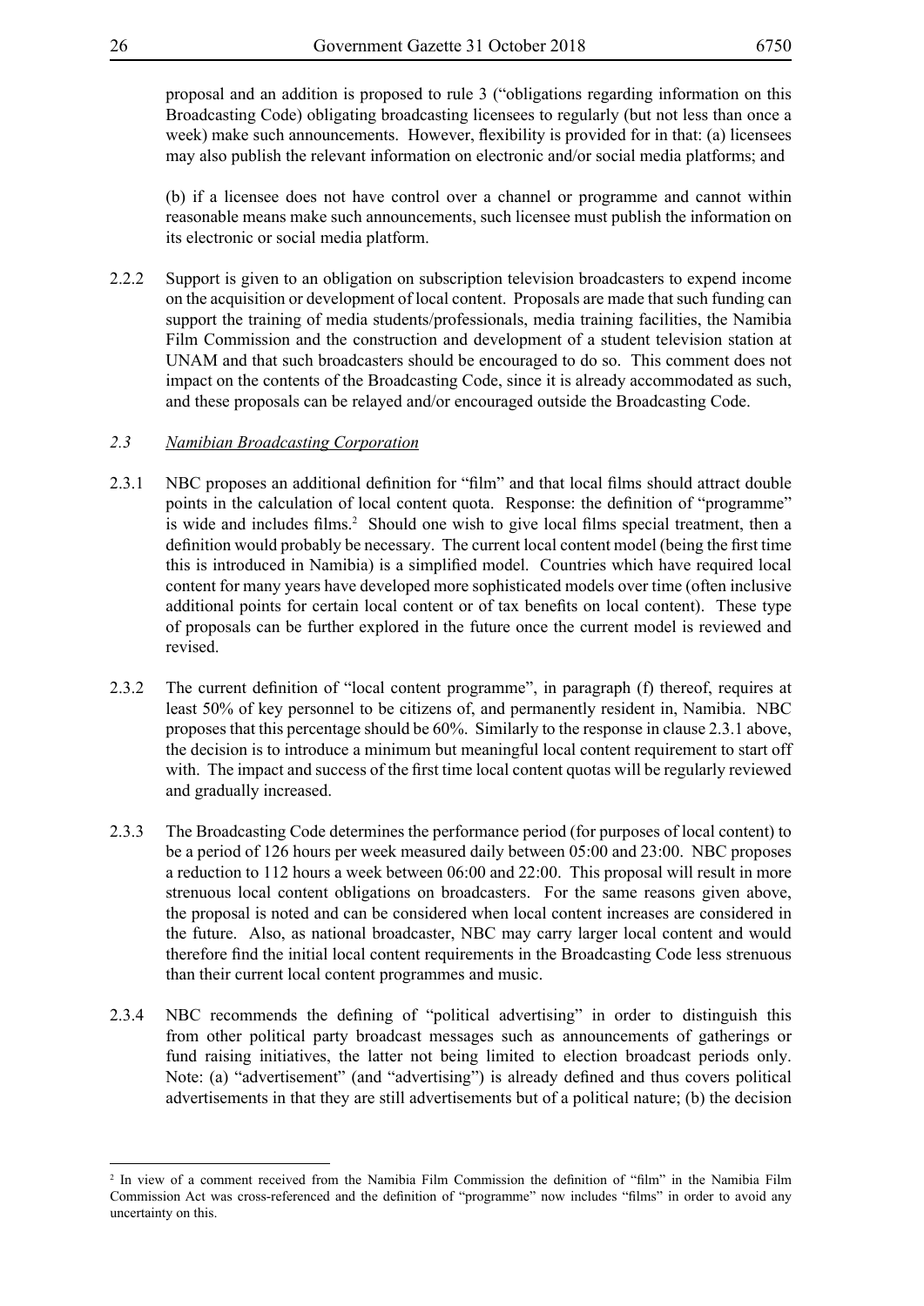proposal and an addition is proposed to rule 3 ("obligations regarding information on this Broadcasting Code) obligating broadcasting licensees to regularly (but not less than once a week) make such announcements. However, flexibility is provided for in that: (a) licensees may also publish the relevant information on electronic and/or social media platforms; and

(b) if a licensee does not have control over a channel or programme and cannot within reasonable means make such announcements, such licensee must publish the information on its electronic or social media platform.

2.2.2 Support is given to an obligation on subscription television broadcasters to expend income on the acquisition or development of local content. Proposals are made that such funding can support the training of media students/professionals, media training facilities, the Namibia Film Commission and the construction and development of a student television station at UNAM and that such broadcasters should be encouraged to do so. This comment does not impact on the contents of the Broadcasting Code, since it is already accommodated as such, and these proposals can be relayed and/or encouraged outside the Broadcasting Code.

*2.3 Namibian Broadcasting Corporation*

2.3.1 NBC proposes an additional definition for "film" and that local films should attract double points in the calculation of local content quota. Response: the definition of "programme" is wide and includes films.[2] Should one wish to give local films special treatment, then a definition would probably be necessary. The current local content model (being the first time this is introduced in Namibia) is a simplified model. Countries which have required local content for many years have developed more sophisticated models over time (often inclusive additional points for certain local content or of tax benefits on local content). These type of proposals can be further explored in the future once the current model is reviewed and revised.

2.3.2 The current definition of "local content programme", in paragraph (f) thereof, requires at least 50% of key personnel to be citizens of, and permanently resident in, Namibia. NBC proposes that this percentage should be 60%. Similarly to the response in clause 2.3.1 above, the decision is to introduce a minimum but meaningful local content requirement to start off with. The impact and success of the first time local content quotas will be regularly reviewed and gradually increased.

2.3.3 The Broadcasting Code determines the performance period (for purposes of local content) to be a period of 126 hours per week measured daily between 05:00 and 23:00. NBC proposes a reduction to 112 hours a week between 06:00 and 22:00. This proposal will result in more strenuous local content obligations on broadcasters. For the same reasons given above, the proposal is noted and can be considered when local content increases are considered in the future. Also, as national broadcaster, NBC may carry larger local content and would therefore find the initial local content requirements in the Broadcasting Code less strenuous than their current local content programmes and music.

2.3.4 NBC recommends the defining of "political advertising" in order to distinguish this from other political party broadcast messages such as announcements of gatherings or fund raising initiatives, the latter not being limited to election broadcast periods only. Note: (a) "advertisement" (and "advertising") is already defined and thus covers political advertisements in that they are still advertisements but of a political nature; (b) the decision

---

[2] In view of a comment received from the Namibia Film Commission the definition of "film" in the Namibia Film Commission Act was cross-referenced and the definition of "programme" now includes "films" in order to avoid any uncertainty on this.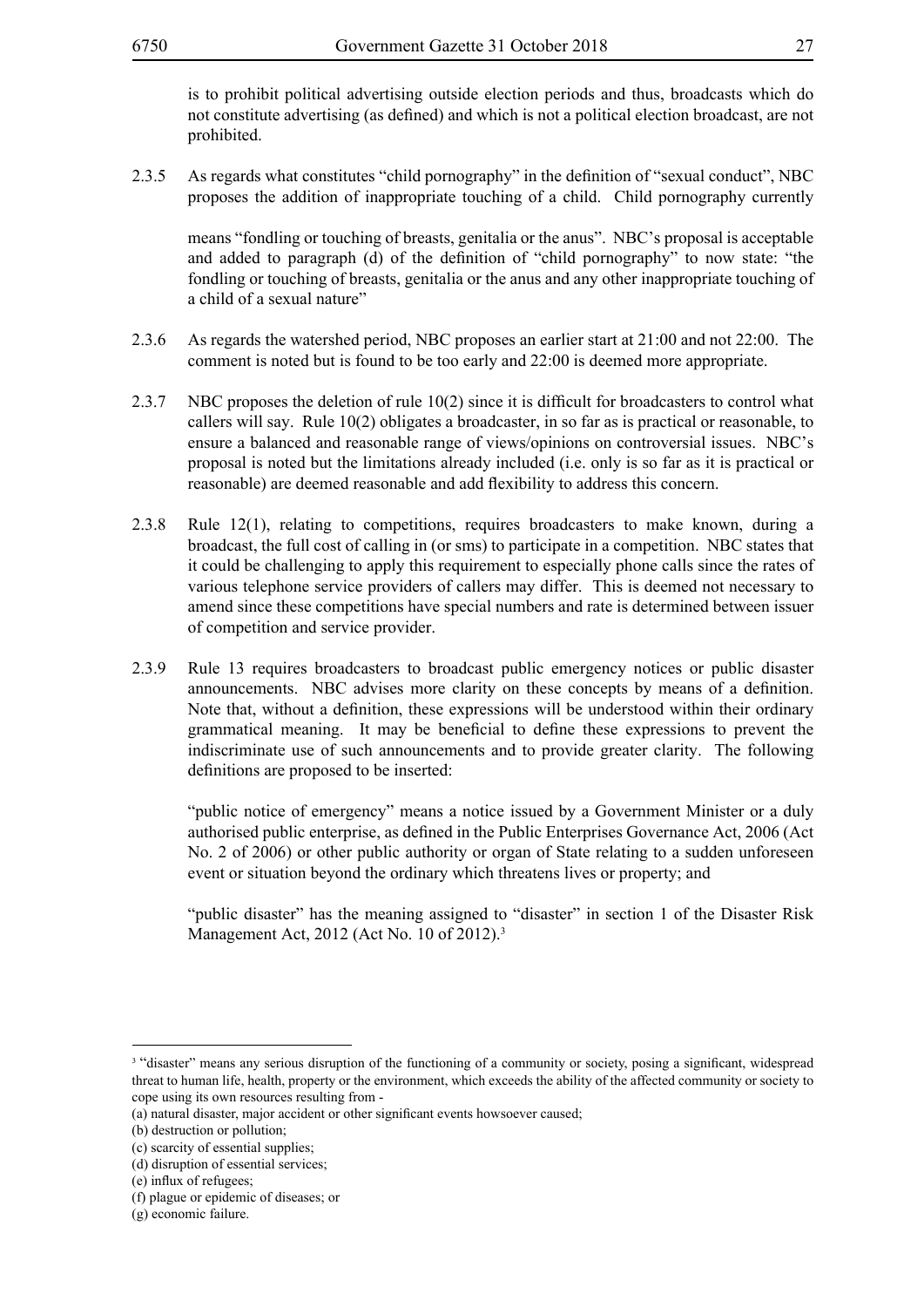is to prohibit political advertising outside election periods and thus, broadcasts which do not constitute advertising (as defined) and which is not a political election broadcast, are not prohibited.

2.3.5 As regards what constitutes "child pornography" in the definition of "sexual conduct", NBC proposes the addition of inappropriate touching of a child. Child pornography currently

means "fondling or touching of breasts, genitalia or the anus". NBC's proposal is acceptable and added to paragraph (d) of the definition of "child pornography" to now state: "the fondling or touching of breasts, genitalia or the anus and any other inappropriate touching of a child of a sexual nature"

2.3.6 As regards the watershed period, NBC proposes an earlier start at 21:00 and not 22:00. The comment is noted but is found to be too early and 22:00 is deemed more appropriate.

2.3.7 NBC proposes the deletion of rule 10(2) since it is difficult for broadcasters to control what callers will say. Rule 10(2) obligates a broadcaster, in so far as is practical or reasonable, to ensure a balanced and reasonable range of views/opinions on controversial issues. NBC's proposal is noted but the limitations already included (i.e. only is so far as it is practical or reasonable) are deemed reasonable and add flexibility to address this concern.

2.3.8 Rule 12(1), relating to competitions, requires broadcasters to make known, during a broadcast, the full cost of calling in (or sms) to participate in a competition. NBC states that it could be challenging to apply this requirement to especially phone calls since the rates of various telephone service providers of callers may differ. This is deemed not necessary to amend since these competitions have special numbers and rate is determined between issuer of competition and service provider.

2.3.9 Rule 13 requires broadcasters to broadcast public emergency notices or public disaster announcements. NBC advises more clarity on these concepts by means of a definition. Note that, without a definition, these expressions will be understood within their ordinary grammatical meaning. It may be beneficial to define these expressions to prevent the indiscriminate use of such announcements and to provide greater clarity. The following definitions are proposed to be inserted:

"public notice of emergency" means a notice issued by a Government Minister or a duly authorised public enterprise, as defined in the Public Enterprises Governance Act, 2006 (Act No. 2 of 2006) or other public authority or organ of State relating to a sudden unforeseen event or situation beyond the ordinary which threatens lives or property; and

"public disaster" has the meaning assigned to "disaster" in section 1 of the Disaster Risk Management Act, 2012 (Act No. 10 of 2012).[3]

---

[3] "disaster" means any serious disruption of the functioning of a community or society, posing a significant, widespread threat to human life, health, property or the environment, which exceeds the ability of the affected community or society to cope using its own resources resulting from -

(a) natural disaster, major accident or other significant events howsoever caused;
(b) destruction or pollution;
(c) scarcity of essential supplies;
(d) disruption of essential services;
(e) influx of refugees;
(f) plague or epidemic of diseases; or
(g) economic failure.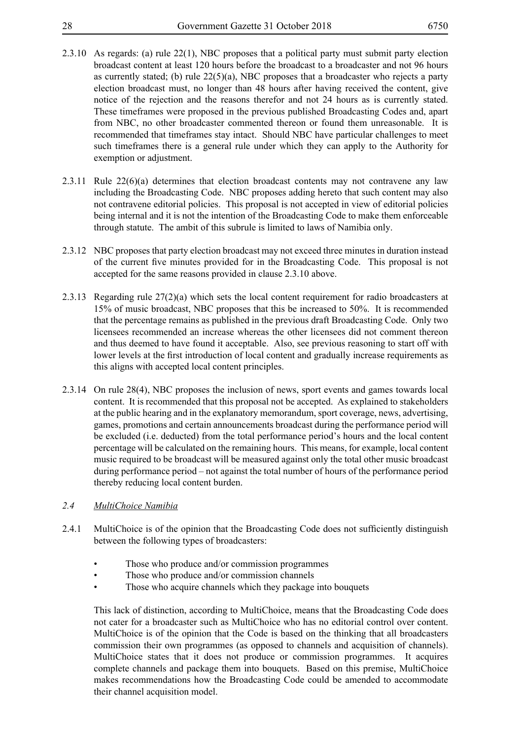2.3.10 As regards: (a) rule 22(1), NBC proposes that a political party must submit party election broadcast content at least 120 hours before the broadcast to a broadcaster and not 96 hours as currently stated; (b) rule 22(5)(a), NBC proposes that a broadcaster who rejects a party election broadcast must, no longer than 48 hours after having received the content, give notice of the rejection and the reasons therefor and not 24 hours as is currently stated. These timeframes were proposed in the previous published Broadcasting Codes and, apart from NBC, no other broadcaster commented thereon or found them unreasonable. It is recommended that timeframes stay intact. Should NBC have particular challenges to meet such timeframes there is a general rule under which they can apply to the Authority for exemption or adjustment.

2.3.11 Rule 22(6)(a) determines that election broadcast contents may not contravene any law including the Broadcasting Code. NBC proposes adding hereto that such content may also not contravene editorial policies. This proposal is not accepted in view of editorial policies being internal and it is not the intention of the Broadcasting Code to make them enforceable through statute. The ambit of this subrule is limited to laws of Namibia only.

2.3.12 NBC proposes that party election broadcast may not exceed three minutes in duration instead of the current five minutes provided for in the Broadcasting Code. This proposal is not accepted for the same reasons provided in clause 2.3.10 above.

2.3.13 Regarding rule 27(2)(a) which sets the local content requirement for radio broadcasters at 15% of music broadcast, NBC proposes that this be increased to 50%. It is recommended that the percentage remains as published in the previous draft Broadcasting Code. Only two licensees recommended an increase whereas the other licensees did not comment thereon and thus deemed to have found it acceptable. Also, see previous reasoning to start off with lower levels at the first introduction of local content and gradually increase requirements as this aligns with accepted local content principles.

2.3.14 On rule 28(4), NBC proposes the inclusion of news, sport events and games towards local content. It is recommended that this proposal not be accepted. As explained to stakeholders at the public hearing and in the explanatory memorandum, sport coverage, news, advertising, games, promotions and certain announcements broadcast during the performance period will be excluded (i.e. deducted) from the total performance period's hours and the local content percentage will be calculated on the remaining hours. This means, for example, local content music required to be broadcast will be measured against only the total other music broadcast during performance period – not against the total number of hours of the performance period thereby reducing local content burden.

*2.4 <u>MultiChoice Namibia</u>*

2.4.1 MultiChoice is of the opinion that the Broadcasting Code does not sufficiently distinguish between the following types of broadcasters:

- Those who produce and/or commission programmes
- Those who produce and/or commission channels
- Those who acquire channels which they package into bouquets

This lack of distinction, according to MultiChoice, means that the Broadcasting Code does not cater for a broadcaster such as MultiChoice who has no editorial control over content. MultiChoice is of the opinion that the Code is based on the thinking that all broadcasters commission their own programmes (as opposed to channels and acquisition of channels). MultiChoice states that it does not produce or commission programmes. It acquires complete channels and package them into bouquets. Based on this premise, MultiChoice makes recommendations how the Broadcasting Code could be amended to accommodate their channel acquisition model.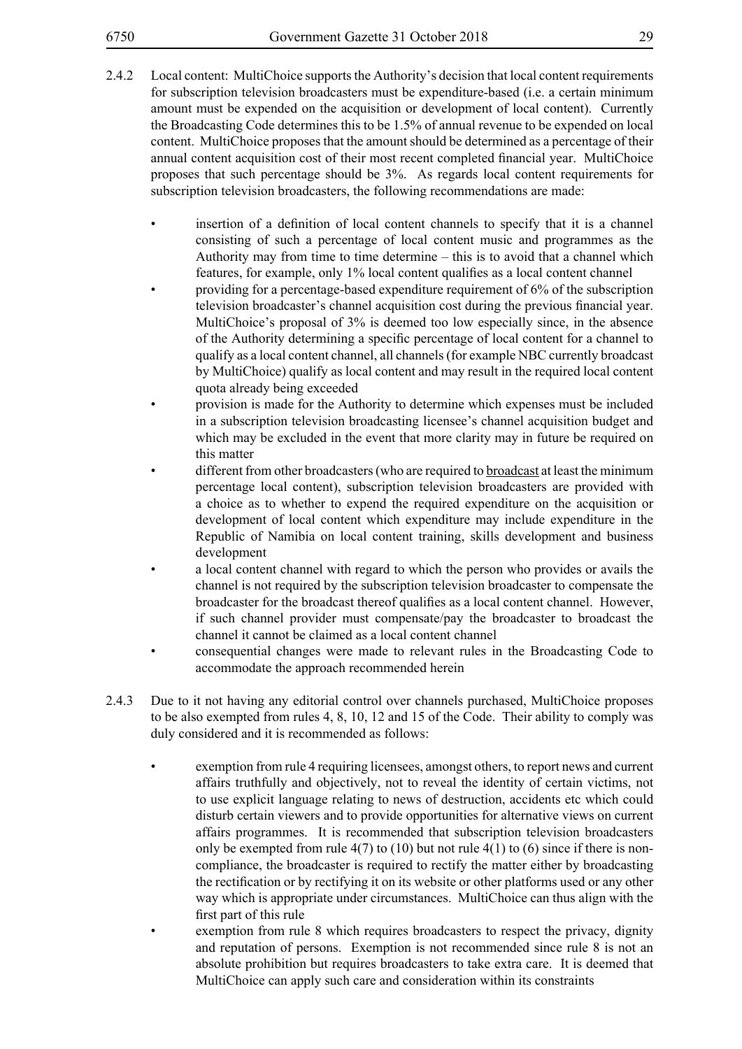2.4.2 Local content: MultiChoice supports the Authority's decision that local content requirements for subscription television broadcasters must be expenditure-based (i.e. a certain minimum amount must be expended on the acquisition or development of local content). Currently the Broadcasting Code determines this to be 1.5% of annual revenue to be expended on local content. MultiChoice proposes that the amount should be determined as a percentage of their annual content acquisition cost of their most recent completed financial year. MultiChoice proposes that such percentage should be 3%. As regards local content requirements for subscription television broadcasters, the following recommendations are made:

- insertion of a definition of local content channels to specify that it is a channel consisting of such a percentage of local content music and programmes as the Authority may from time to time determine – this is to avoid that a channel which features, for example, only 1% local content qualifies as a local content channel
- providing for a percentage-based expenditure requirement of 6% of the subscription television broadcaster's channel acquisition cost during the previous financial year. MultiChoice's proposal of 3% is deemed too low especially since, in the absence of the Authority determining a specific percentage of local content for a channel to qualify as a local content channel, all channels (for example NBC currently broadcast by MultiChoice) qualify as local content and may result in the required local content quota already being exceeded
- provision is made for the Authority to determine which expenses must be included in a subscription television broadcasting licensee's channel acquisition budget and which may be excluded in the event that more clarity may in future be required on this matter
- different from other broadcasters (who are required to <u>broadcast</u> at least the minimum percentage local content), subscription television broadcasters are provided with a choice as to whether to expend the required expenditure on the acquisition or development of local content which expenditure may include expenditure in the Republic of Namibia on local content training, skills development and business development
- a local content channel with regard to which the person who provides or avails the channel is not required by the subscription television broadcaster to compensate the broadcaster for the broadcast thereof qualifies as a local content channel. However, if such channel provider must compensate/pay the broadcaster to broadcast the channel it cannot be claimed as a local content channel
- consequential changes were made to relevant rules in the Broadcasting Code to accommodate the approach recommended herein

2.4.3 Due to it not having any editorial control over channels purchased, MultiChoice proposes to be also exempted from rules 4, 8, 10, 12 and 15 of the Code. Their ability to comply was duly considered and it is recommended as follows:

- exemption from rule 4 requiring licensees, amongst others, to report news and current affairs truthfully and objectively, not to reveal the identity of certain victims, not to use explicit language relating to news of destruction, accidents etc which could disturb certain viewers and to provide opportunities for alternative views on current affairs programmes. It is recommended that subscription television broadcasters only be exempted from rule 4(7) to (10) but not rule 4(1) to (6) since if there is non-compliance, the broadcaster is required to rectify the matter either by broadcasting the rectification or by rectifying it on its website or other platforms used or any other way which is appropriate under circumstances. MultiChoice can thus align with the first part of this rule
- exemption from rule 8 which requires broadcasters to respect the privacy, dignity and reputation of persons. Exemption is not recommended since rule 8 is not an absolute prohibition but requires broadcasters to take extra care. It is deemed that MultiChoice can apply such care and consideration within its constraints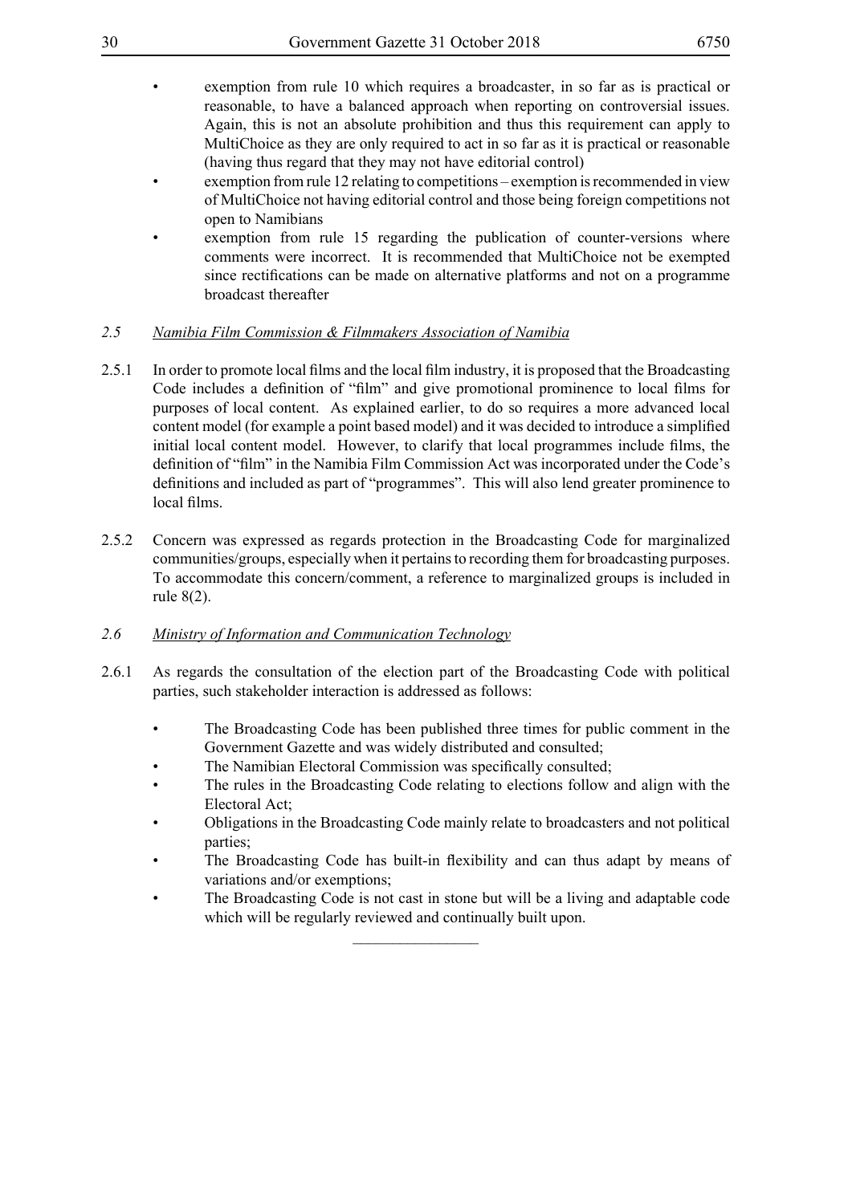- exemption from rule 10 which requires a broadcaster, in so far as is practical or reasonable, to have a balanced approach when reporting on controversial issues. Again, this is not an absolute prohibition and thus this requirement can apply to MultiChoice as they are only required to act in so far as it is practical or reasonable (having thus regard that they may not have editorial control)
- exemption from rule 12 relating to competitions – exemption is recommended in view of MultiChoice not having editorial control and those being foreign competitions not open to Namibians
- exemption from rule 15 regarding the publication of counter-versions where comments were incorrect. It is recommended that MultiChoice not be exempted since rectifications can be made on alternative platforms and not on a programme broadcast thereafter

*2.5 Namibia Film Commission & Filmmakers Association of Namibia*

2.5.1 In order to promote local films and the local film industry, it is proposed that the Broadcasting Code includes a definition of "film" and give promotional prominence to local films for purposes of local content. As explained earlier, to do so requires a more advanced local content model (for example a point based model) and it was decided to introduce a simplified initial local content model. However, to clarify that local programmes include films, the definition of "film" in the Namibia Film Commission Act was incorporated under the Code's definitions and included as part of "programmes". This will also lend greater prominence to local films.

2.5.2 Concern was expressed as regards protection in the Broadcasting Code for marginalized communities/groups, especially when it pertains to recording them for broadcasting purposes. To accommodate this concern/comment, a reference to marginalized groups is included in rule 8(2).

*2.6 Ministry of Information and Communication Technology*

2.6.1 As regards the consultation of the election part of the Broadcasting Code with political parties, such stakeholder interaction is addressed as follows:

- The Broadcasting Code has been published three times for public comment in the Government Gazette and was widely distributed and consulted;
- The Namibian Electoral Commission was specifically consulted;
- The rules in the Broadcasting Code relating to elections follow and align with the Electoral Act;
- Obligations in the Broadcasting Code mainly relate to broadcasters and not political parties;
- The Broadcasting Code has built-in flexibility and can thus adapt by means of variations and/or exemptions;
- The Broadcasting Code is not cast in stone but will be a living and adaptable code which will be regularly reviewed and continually built upon.

________________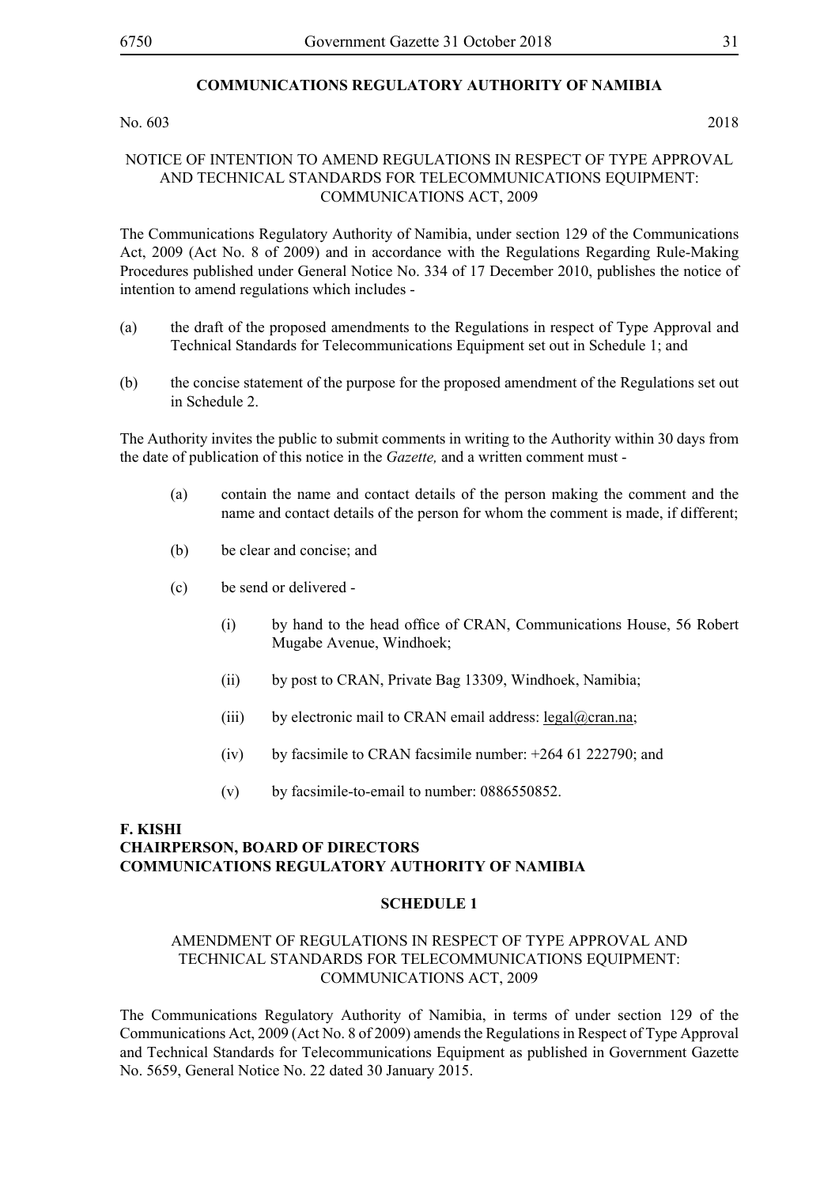**COMMUNICATIONS REGULATORY AUTHORITY OF NAMIBIA**

No. 603 2018

NOTICE OF INTENTION TO AMEND REGULATIONS IN RESPECT OF TYPE APPROVAL AND TECHNICAL STANDARDS FOR TELECOMMUNICATIONS EQUIPMENT: COMMUNICATIONS ACT, 2009

The Communications Regulatory Authority of Namibia, under section 129 of the Communications Act, 2009 (Act No. 8 of 2009) and in accordance with the Regulations Regarding Rule-Making Procedures published under General Notice No. 334 of 17 December 2010, publishes the notice of intention to amend regulations which includes -

(a) the draft of the proposed amendments to the Regulations in respect of Type Approval and Technical Standards for Telecommunications Equipment set out in Schedule 1; and

(b) the concise statement of the purpose for the proposed amendment of the Regulations set out in Schedule 2.

The Authority invites the public to submit comments in writing to the Authority within 30 days from the date of publication of this notice in the *Gazette,* and a written comment must -

(a) contain the name and contact details of the person making the comment and the name and contact details of the person for whom the comment is made, if different;

(b) be clear and concise; and

(c) be send or delivered -

(i) by hand to the head office of CRAN, Communications House, 56 Robert Mugabe Avenue, Windhoek;

(ii) by post to CRAN, Private Bag 13309, Windhoek, Namibia;

(iii) by electronic mail to CRAN email address: legal@cran.na;

(iv) by facsimile to CRAN facsimile number: +264 61 222790; and

(v) by facsimile-to-email to number: 0886550852.

**F. KISHI**
**CHAIRPERSON, BOARD OF DIRECTORS**
**COMMUNICATIONS REGULATORY AUTHORITY OF NAMIBIA**

**SCHEDULE 1**

AMENDMENT OF REGULATIONS IN RESPECT OF TYPE APPROVAL AND TECHNICAL STANDARDS FOR TELECOMMUNICATIONS EQUIPMENT: COMMUNICATIONS ACT, 2009

The Communications Regulatory Authority of Namibia, in terms of under section 129 of the Communications Act, 2009 (Act No. 8 of 2009) amends the Regulations in Respect of Type Approval and Technical Standards for Telecommunications Equipment as published in Government Gazette No. 5659, General Notice No. 22 dated 30 January 2015.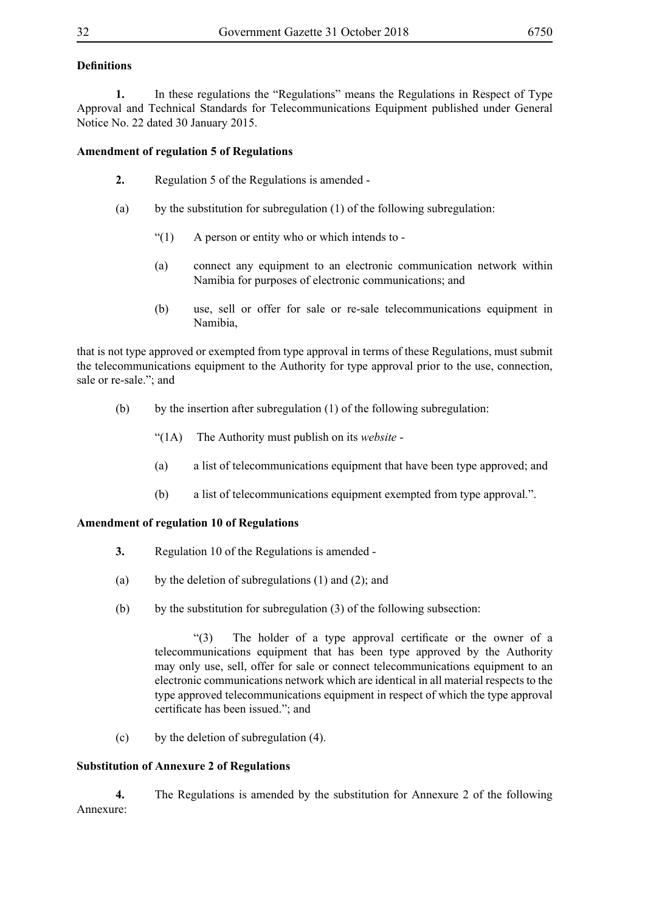**Definitions**

**1.** In these regulations the "Regulations" means the Regulations in Respect of Type Approval and Technical Standards for Telecommunications Equipment published under General Notice No. 22 dated 30 January 2015.

**Amendment of regulation 5 of Regulations**

**2.** Regulation 5 of the Regulations is amended -

(a) by the substitution for subregulation (1) of the following subregulation:

"(1) A person or entity who or which intends to -

(a) connect any equipment to an electronic communication network within Namibia for purposes of electronic communications; and

(b) use, sell or offer for sale or re-sale telecommunications equipment in Namibia,

that is not type approved or exempted from type approval in terms of these Regulations, must submit the telecommunications equipment to the Authority for type approval prior to the use, connection, sale or re-sale."; and

(b) by the insertion after subregulation (1) of the following subregulation:

"(1A) The Authority must publish on its *website* -

(a) a list of telecommunications equipment that have been type approved; and

(b) a list of telecommunications equipment exempted from type approval.".

**Amendment of regulation 10 of Regulations**

**3.** Regulation 10 of the Regulations is amended -

(a) by the deletion of subregulations (1) and (2); and

(b) by the substitution for subregulation (3) of the following subsection:

"(3) The holder of a type approval certificate or the owner of a telecommunications equipment that has been type approved by the Authority may only use, sell, offer for sale or connect telecommunications equipment to an electronic communications network which are identical in all material respects to the type approved telecommunications equipment in respect of which the type approval certificate has been issued."; and

(c) by the deletion of subregulation (4).

**Substitution of Annexure 2 of Regulations**

**4.** The Regulations is amended by the substitution for Annexure 2 of the following Annexure: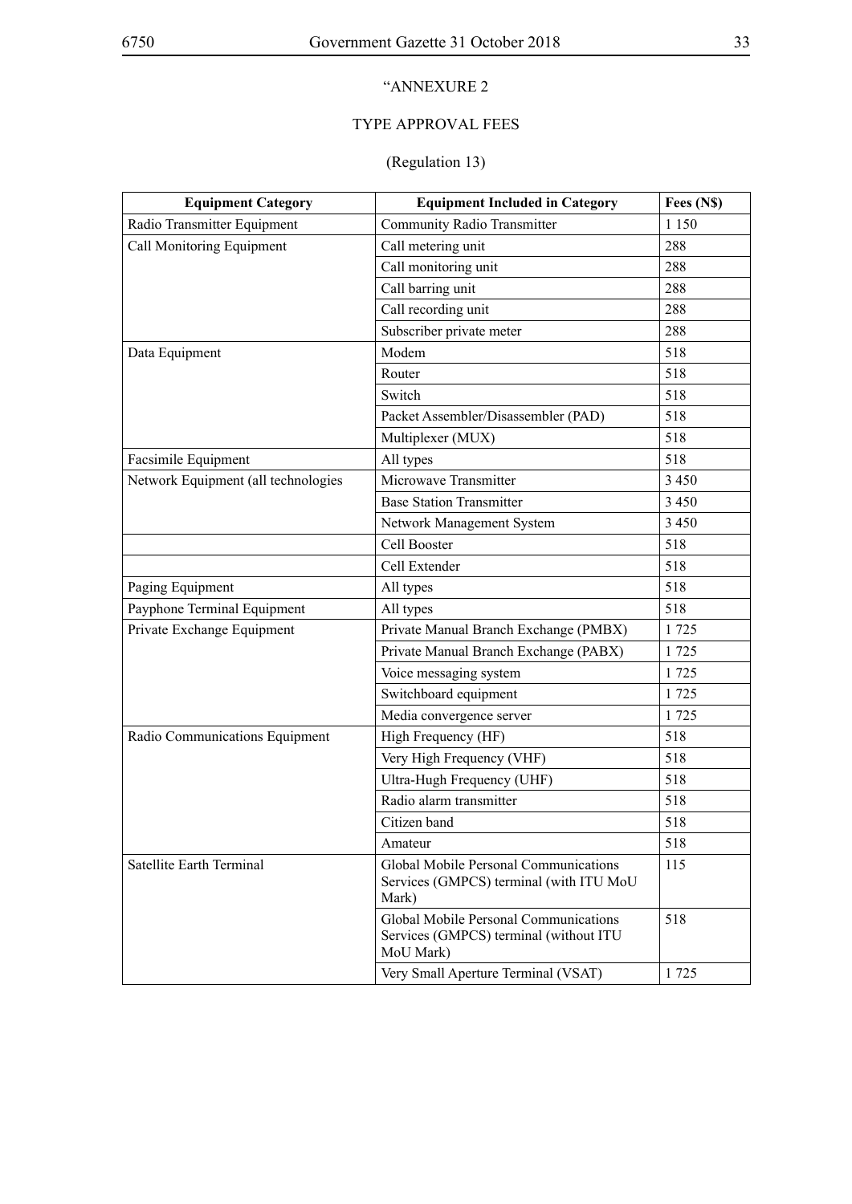"ANNEXURE 2

TYPE APPROVAL FEES

(Regulation 13)

| Equipment Category | Equipment Included in Category | Fees (N$) |
|---|---|---|
| Radio Transmitter Equipment | Community Radio Transmitter | 1 150 |
| Call Monitoring Equipment | Call metering unit | 288 |
| | Call monitoring unit | 288 |
| | Call barring unit | 288 |
| | Call recording unit | 288 |
| | Subscriber private meter | 288 |
| Data Equipment | Modem | 518 |
| | Router | 518 |
| | Switch | 518 |
| | Packet Assembler/Disassembler (PAD) | 518 |
| | Multiplexer (MUX) | 518 |
| Facsimile Equipment | All types | 518 |
| Network Equipment (all technologies | Microwave Transmitter | 3 450 |
| | Base Station Transmitter | 3 450 |
| | Network Management System | 3 450 |
| | Cell Booster | 518 |
| | Cell Extender | 518 |
| Paging Equipment | All types | 518 |
| Payphone Terminal Equipment | All types | 518 |
| Private Exchange Equipment | Private Manual Branch Exchange (PMBX) | 1 725 |
| | Private Manual Branch Exchange (PABX) | 1 725 |
| | Voice messaging system | 1 725 |
| | Switchboard equipment | 1 725 |
| | Media convergence server | 1 725 |
| Radio Communications Equipment | High Frequency (HF) | 518 |
| | Very High Frequency (VHF) | 518 |
| | Ultra-Hugh Frequency (UHF) | 518 |
| | Radio alarm transmitter | 518 |
| | Citizen band | 518 |
| | Amateur | 518 |
| Satellite Earth Terminal | Global Mobile Personal Communications Services (GMPCS) terminal (with ITU MoU Mark) | 115 |
| | Global Mobile Personal Communications Services (GMPCS) terminal (without ITU MoU Mark) | 518 |
| | Very Small Aperture Terminal (VSAT) | 1 725 |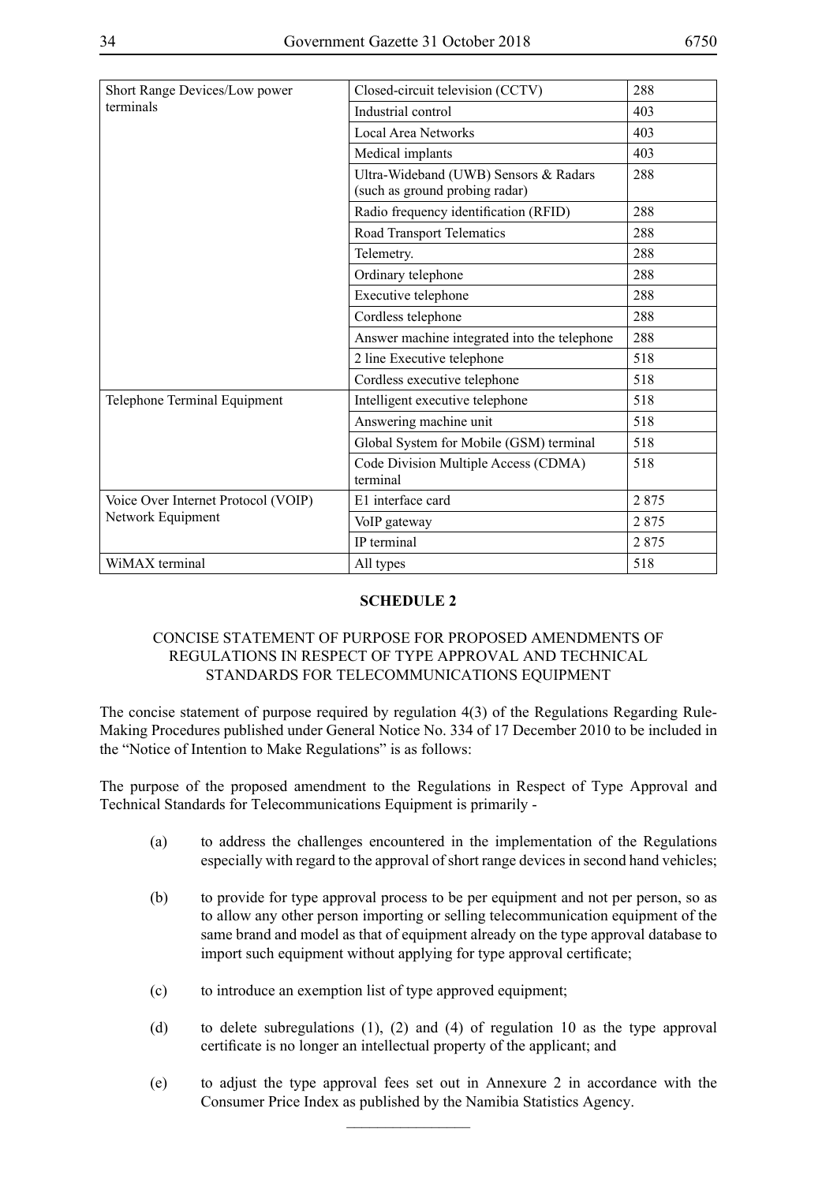| | | |
|---|---|---|
| Short Range Devices/Low power terminals | Closed-circuit television (CCTV) | 288 |
| | Industrial control | 403 |
| | Local Area Networks | 403 |
| | Medical implants | 403 |
| | Ultra-Wideband (UWB) Sensors & Radars (such as ground probing radar) | 288 |
| | Radio frequency identification (RFID) | 288 |
| | Road Transport Telematics | 288 |
| | Telemetry. | 288 |
| | Ordinary telephone | 288 |
| | Executive telephone | 288 |
| | Cordless telephone | 288 |
| | Answer machine integrated into the telephone | 288 |
| | 2 line Executive telephone | 518 |
| | Cordless executive telephone | 518 |
| Telephone Terminal Equipment | Intelligent executive telephone | 518 |
| | Answering machine unit | 518 |
| | Global System for Mobile (GSM) terminal | 518 |
| | Code Division Multiple Access (CDMA) terminal | 518 |
| Voice Over Internet Protocol (VOIP) Network Equipment | E1 interface card | 2 875 |
| | VoIP gateway | 2 875 |
| | IP terminal | 2 875 |
| WiMAX terminal | All types | 518 |

## SCHEDULE 2

### CONCISE STATEMENT OF PURPOSE FOR PROPOSED AMENDMENTS OF REGULATIONS IN RESPECT OF TYPE APPROVAL AND TECHNICAL STANDARDS FOR TELECOMMUNICATIONS EQUIPMENT

The concise statement of purpose required by regulation 4(3) of the Regulations Regarding Rule-Making Procedures published under General Notice No. 334 of 17 December 2010 to be included in the "Notice of Intention to Make Regulations" is as follows:

The purpose of the proposed amendment to the Regulations in Respect of Type Approval and Technical Standards for Telecommunications Equipment is primarily -

(a) to address the challenges encountered in the implementation of the Regulations especially with regard to the approval of short range devices in second hand vehicles;

(b) to provide for type approval process to be per equipment and not per person, so as to allow any other person importing or selling telecommunication equipment of the same brand and model as that of equipment already on the type approval database to import such equipment without applying for type approval certificate;

(c) to introduce an exemption list of type approved equipment;

(d) to delete subregulations (1), (2) and (4) of regulation 10 as the type approval certificate is no longer an intellectual property of the applicant; and

(e) to adjust the type approval fees set out in Annexure 2 in accordance with the Consumer Price Index as published by the Namibia Statistics Agency.

________________